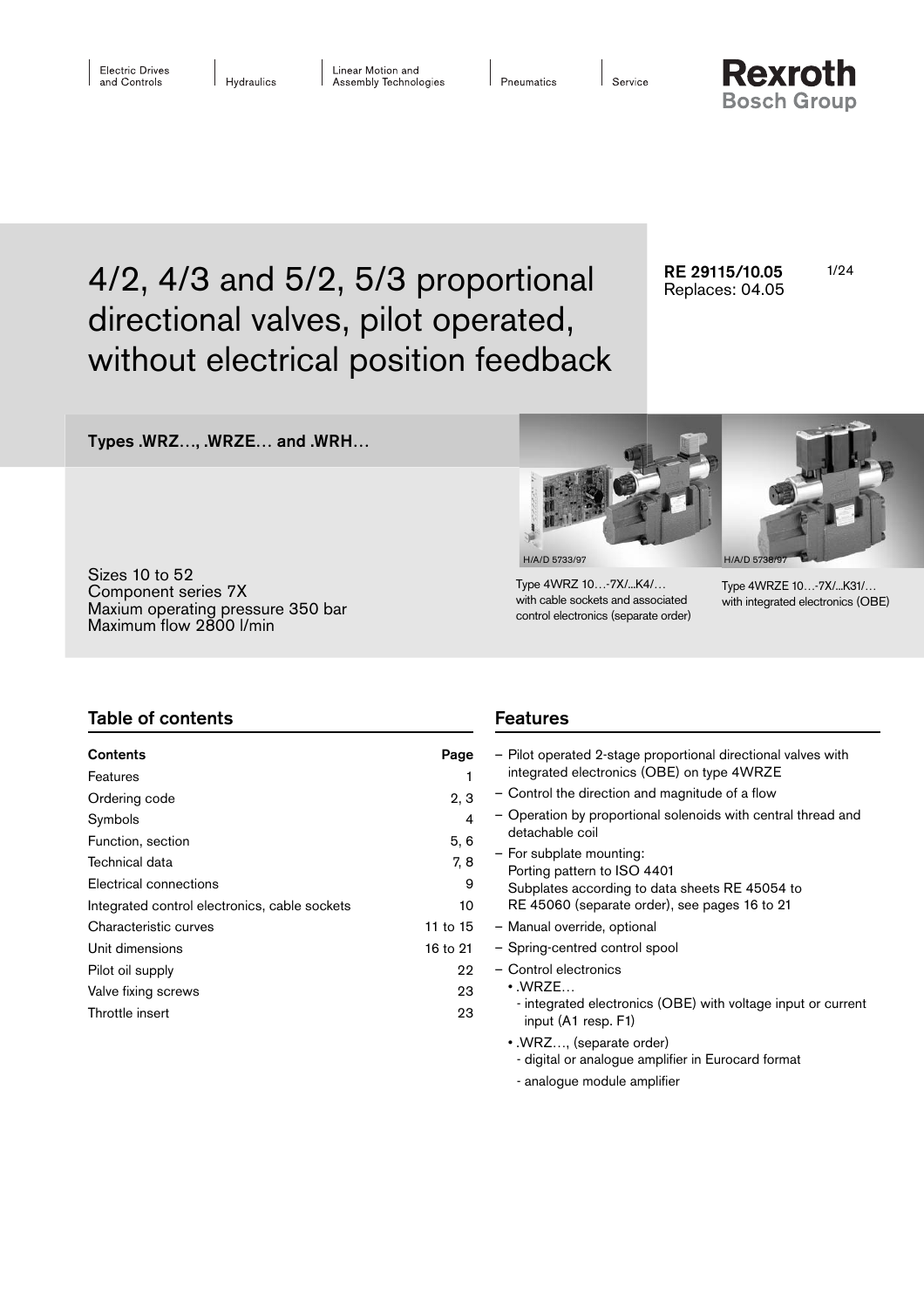Electric Drives and Controls | Hydraulics | Linear Motion and Assembly Technologies | Pneumatics | Service

**Rexroth**
**Bosch Group**

# 4/2, 4/3 and 5/2, 5/3 proportional directional valves, pilot operated, without electrical position feedback

**RE 29115/10.05**
Replaces: 04.05

## Types .WRZ…, .WRZE… and .WRH…

Sizes 10 to 52
Component series 7X
Maxium operating pressure 350 bar
Maximum flow 2800 l/min

H/A/D 5733/97

Type 4WRZ 10…-7X/...K4/… with cable sockets and associated control electronics (separate order)

H/A/D 5736/97

Type 4WRZE 10…-7X/...K31/… with integrated electronics (OBE)

## Table of contents

| Contents | Page |
|---|---|
| Features | 1 |
| Ordering code | 2, 3 |
| Symbols | 4 |
| Function, section | 5, 6 |
| Technical data | 7, 8 |
| Electrical connections | 9 |
| Integrated control electronics, cable sockets | 10 |
| Characteristic curves | 11 to 15 |
| Unit dimensions | 16 to 21 |
| Pilot oil supply | 22 |
| Valve fixing screws | 23 |
| Throttle insert | 23 |

## Features

- Pilot operated 2-stage proportional directional valves with integrated electronics (OBE) on type 4WRZE
- Control the direction and magnitude of a flow
- Operation by proportional solenoids with central thread and detachable coil
- For subplate mounting:
  Porting pattern to ISO 4401
  Subplates according to data sheets RE 45054 to RE 45060 (separate order), see pages 16 to 21
- Manual override, optional
- Spring-centred control spool
- Control electronics
  - .WRZE…
    - integrated electronics (OBE) with voltage input or current input (A1 resp. F1)
  - .WRZ…, (separate order)
    - digital or analogue amplifier in Eurocard format
    - analogue module amplifier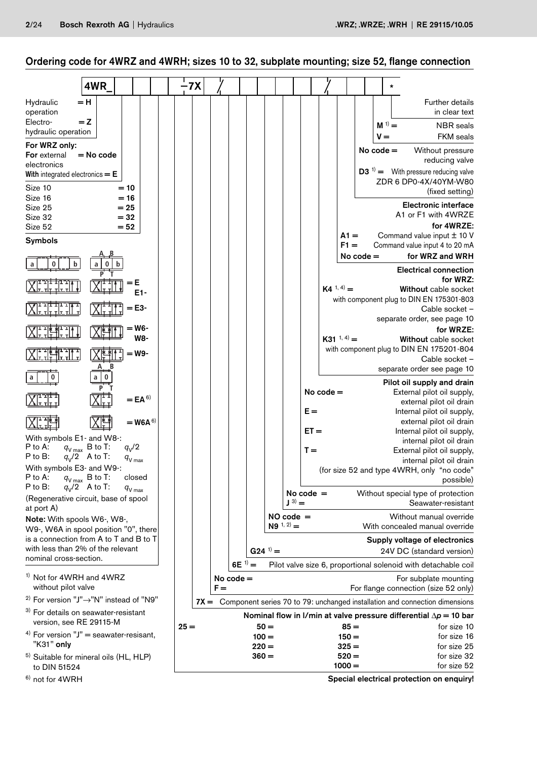## Ordering code for 4WRZ and 4WRH; sizes 10 to 32, subplate mounting; size 52, flange connection

| 4WR_ | | | | | – 7X | / | | | | | | | / | | | | * |
|---|---|---|---|---|---|---|---|---|---|---|---|---|---|---|---|---|---|

Hydraulic operation = **H**
Electro-hydraulic operation = **Z**

**For WRZ only:**
**For** external electronics = **No code**
**With** integrated electronics = **E**

Size 10 = **10**
Size 16 = **16**
Size 25 = **25**
Size 32 = **32**
Size 52 = **52**

**Symbols**

= **E**, **E1-**
= **E3-**
= **W6-**, **W8-**
= **W9-**
= **EA** [6]
= **W6A** [6]

With symbols E1- and W8-:
P to A: $q_{V\,max}$ B to T: $q_V/2$
P to B: $q_V/2$ A to T: $q_{V\,max}$

With symbols E3- and W9-:
P to A: $q_{V\,max}$ B to T: closed
P to B: $q_V/2$ A to T: $q_{V\,max}$

(Regenerative circuit, base of spool at port A)

**Note:** With spools W6-, W8-, W9-, W6A in spool position "0", there is a connection from A to T and B to T with less than 2% of the relevant nominal cross-section.

**Nominal flow in l/min at valve pressure differential $\Delta p$ = 10 bar**

| | | | |
|---|---|---|---|
| **25 =** | **50 =** | **85 =** | for size 10 |
| | **100 =** | **150 =** | for size 16 |
| | **220 =** | **325 =** | for size 25 |
| | **360 =** | **520 =** | for size 32 |
| | | **1000 =** | for size 52 |

**7X =** Component series 70 to 79: unchanged installation and connection dimensions

**No code =** For subplate mounting
**F =** For flange connection (size 52 only)

**6E** [1] **=** Pilot valve size 6, proportional solenoid with detachable coil

**Supply voltage of electronics**
**G24** [1] **=** 24V DC (standard version)

**NO code =** Without manual override
**N9** [1, 2] **=** With concealed manual override

**No code =** Without special type of protection
**J** [3] **=** Seawater-resistant

**Pilot oil supply and drain**
**No code =** External pilot oil supply, external pilot oil drain
**E =** Internal pilot oil supply, external pilot oil drain
**ET =** Internal pilot oil supply, internal pilot oil drain
**T =** External pilot oil supply, internal pilot oil drain
(for size 52 and type 4WRH, only "no code" possible)

**Electrical connection**
**for WRZ:**
**K4** [1, 4] **=** **Without** cable socket with component plug to DIN EN 175301-803
Cable socket – separate order, see page 10
**for WRZE:**
**K31** [1, 4] **=** **Without** cable socket with component plug to DIN EN 175201-804
Cable socket – separate order see page 10

**Electronic interface**
A1 or F1 with 4WRZE
**for 4WRZE:**
**A1 =** Command value input ± 10 V
**F1 =** Command value input 4 to 20 mA
**No code =** **for WRZ and WRH**

**No code =** Without pressure reducing valve
**D3** [1] **=** With pressure reducing valve ZDR 6 DP0-4X/40YM-W80 (fixed setting)

**M** [1] **=** NBR seals
**V =** FKM seals

Further details in clear text

[1] Not for 4WRH and 4WRZ without pilot valve
[2] For version "J"→"N" instead of "N9"
[3] For details on seawater-resistant version, see RE 29115-M
[4] For version "J" = seawater-resisant, "K31" **only**
[5] Suitable for mineral oils (HL, HLP) to DIN 51524
[6] not for 4WRH

**Special electrical protection on enquiry!**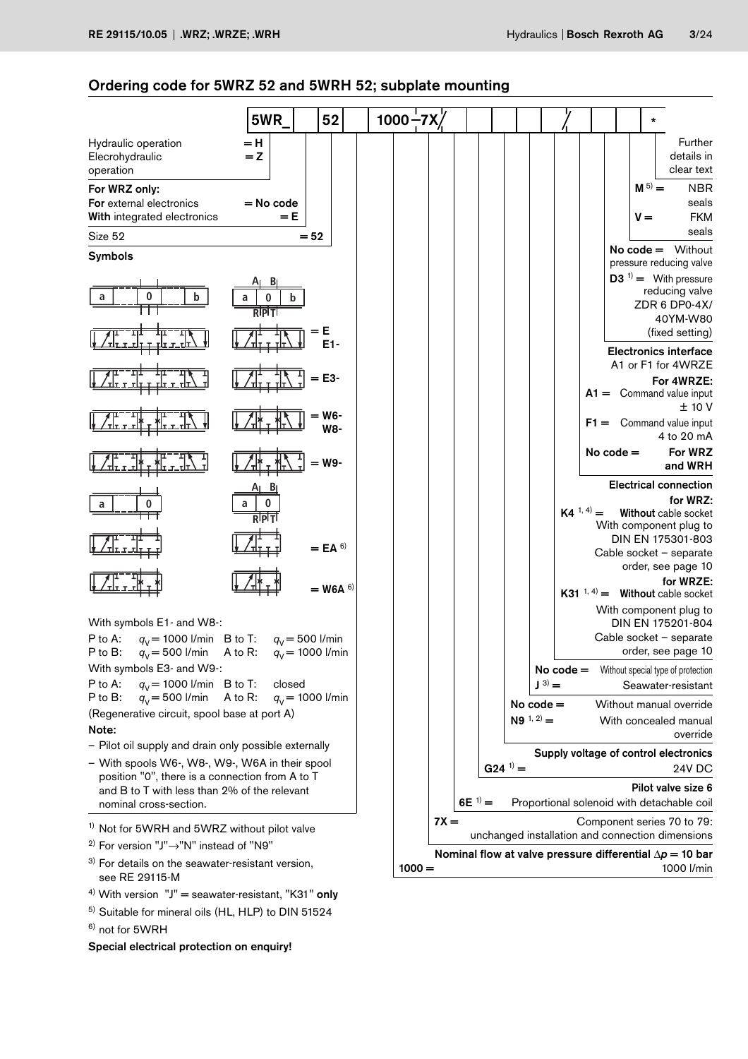## Ordering code for 5WRZ 52 and 5WRH 52; subplate mounting

| 5WR_ | | 52 | | 1000 | – 7X | / | | | | | | / | | | | * |
|---|---|---|---|---|---|---|---|---|---|---|---|---|---|---|---|---|

Hydraulic operation = H
Elecrohydraulic operation = Z

**For WRZ only:**
**For** external electronics = No code
**With** integrated electronics = E

Size 52 = 52

**Symbols**

= E, E1-

= E3-

= W6-, W8-

= W9-

= EA [6]

= W6A [6]

With symbols E1- and W8-:

P to A: $q_V$ = 1000 l/min B to T: $q_V$ = 500 l/min
P to B: $q_V$ = 500 l/min A to R: $q_V$ = 1000 l/min

With symbols E3- and W9-:

P to A: $q_V$ = 1000 l/min B to T: closed
P to B: $q_V$ = 500 l/min A to R: $q_V$ = 1000 l/min

(Regenerative circuit, spool base at port A)

**Note:**
- Pilot oil supply and drain only possible externally
- With spools W6-, W8-, W9-, W6A in their spool position "0", there is a connection from A to T and B to T with less than 2% of the relevant nominal cross-section.

Further details in clear text

M [5] = NBR seals
V = FKM seals

No code = Without pressure reducing valve
D3 [1] = With pressure reducing valve ZDR 6 DP0-4X/40YM-W80 (fixed setting)

**Electronics interface**
A1 or F1 for 4WRZE
**For 4WRZE:**
A1 = Command value input ± 10 V
F1 = Command value input 4 to 20 mA
No code = **For WRZ and WRH**

**Electrical connection**
**for WRZ:**
K4 [1, 4] = **Without** cable socket
With component plug to DIN EN 175301-803
Cable socket – separate order, see page 10
**for WRZE:**
K31 [1, 4] = **Without** cable socket
With component plug to DIN EN 175201-804
Cable socket – separate order, see page 10

No code = Without special type of protection
J [3] = Seawater-resistant

No code = Without manual override
N9 [1, 2] = With concealed manual override

**Supply voltage of control electronics**
G24 [1] = 24V DC

**Pilot valve size 6**
6E [1] = Proportional solenoid with detachable coil

7X = Component series 70 to 79: unchanged installation and connection dimensions

**Nominal flow at valve pressure differential $\Delta p$ = 10 bar**
1000 = 1000 l/min

[1] Not for 5WRH and 5WRZ without pilot valve
[2] For version "J"→"N" instead of "N9"
[3] For details on the seawater-resistant version, see RE 29115-M
[4] With version "J" = seawater-resistant, "K31" **only**
[5] Suitable for mineral oils (HL, HLP) to DIN 51524
[6] not for 5WRH

**Special electrical protection on enquiry!**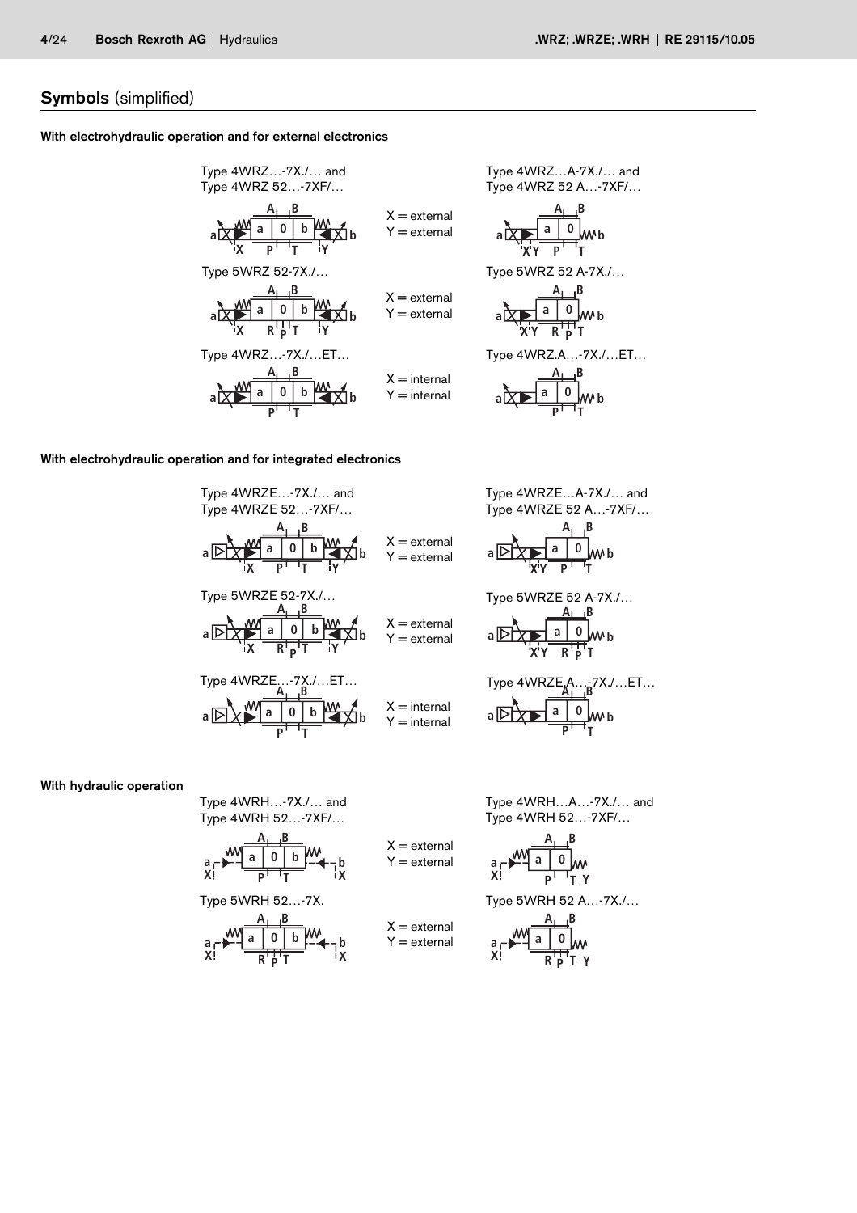## Symbols (simplified)

### With electrohydraulic operation and for external electronics

Type 4WRZ…-7X./… and
Type 4WRZ 52…-7XF/…

X = external
Y = external

Type 4WRZ…A-7X./… and
Type 4WRZ 52 A…-7XF/…

Type 5WRZ 52-7X./…

X = external
Y = external

Type 5WRZ 52 A-7X./…

Type 4WRZ…-7X./…ET…

X = internal
Y = internal

Type 4WRZ.A…-7X./…ET…

### With electrohydraulic operation and for integrated electronics

Type 4WRZE…-7X./… and
Type 4WRZE 52…-7XF/…

X = external
Y = external

Type 4WRZE…A-7X./… and
Type 4WRZE 52 A…-7XF/…

Type 5WRZE 52-7X./…

X = external
Y = external

Type 5WRZE 52 A-7X./…

Type 4WRZE…-7X./…ET…

X = internal
Y = internal

Type 4WRZE.A…-7X./…ET…

### With hydraulic operation

Type 4WRH…-7X./… and
Type 4WRH 52…-7XF/…

X = external
Y = external

Type 4WRH…A…-7X./… and
Type 4WRH 52…-7XF/…

Type 5WRH 52…-7X.

X = external
Y = external

Type 5WRH 52 A…-7X./…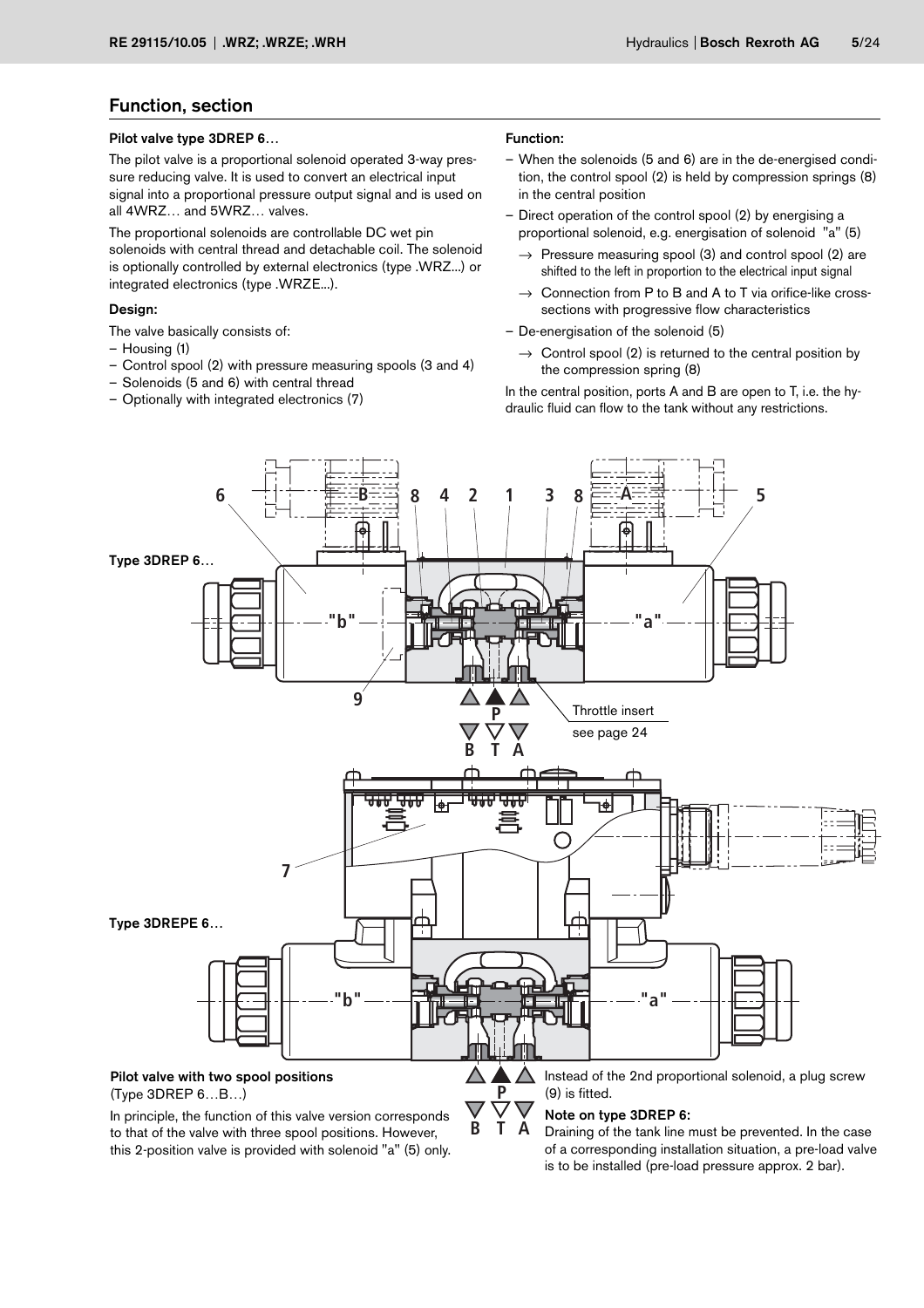## Function, section

### Pilot valve type 3DREP 6…

The pilot valve is a proportional solenoid operated 3-way pressure reducing valve. It is used to convert an electrical input signal into a proportional pressure output signal and is used on all 4WRZ… and 5WRZ… valves.

The proportional solenoids are controllable DC wet pin solenoids with central thread and detachable coil. The solenoid is optionally controlled by external electronics (type .WRZ...) or integrated electronics (type .WRZE...).

### Design:

The valve basically consists of:

- Housing (1)
- Control spool (2) with pressure measuring spools (3 and 4)
- Solenoids (5 and 6) with central thread
- Optionally with integrated electronics (7)

### Function:

- When the solenoids (5 and 6) are in the de-energised condition, the control spool (2) is held by compression springs (8) in the central position
- Direct operation of the control spool (2) by energising a proportional solenoid, e.g. energisation of solenoid "a" (5)
  - → Pressure measuring spool (3) and control spool (2) are shifted to the left in proportion to the electrical input signal
  - → Connection from P to B and A to T via orifice-like cross-sections with progressive flow characteristics
- De-energisation of the solenoid (5)
  - → Control spool (2) is returned to the central position by the compression spring (8)

In the central position, ports A and B are open to T, i.e. the hydraulic fluid can flow to the tank without any restrictions.

Type 3DREP 6…

Throttle insert see page 24

Type 3DREPE 6…

### Pilot valve with two spool positions

(Type 3DREP 6…B…)

In principle, the function of this valve version corresponds to that of the valve with three spool positions. However, this 2-position valve is provided with solenoid "a" (5) only.

Instead of the 2nd proportional solenoid, a plug screw (9) is fitted.

### Note on type 3DREP 6:

Draining of the tank line must be prevented. In the case of a corresponding installation situation, a pre-load valve is to be installed (pre-load pressure approx. 2 bar).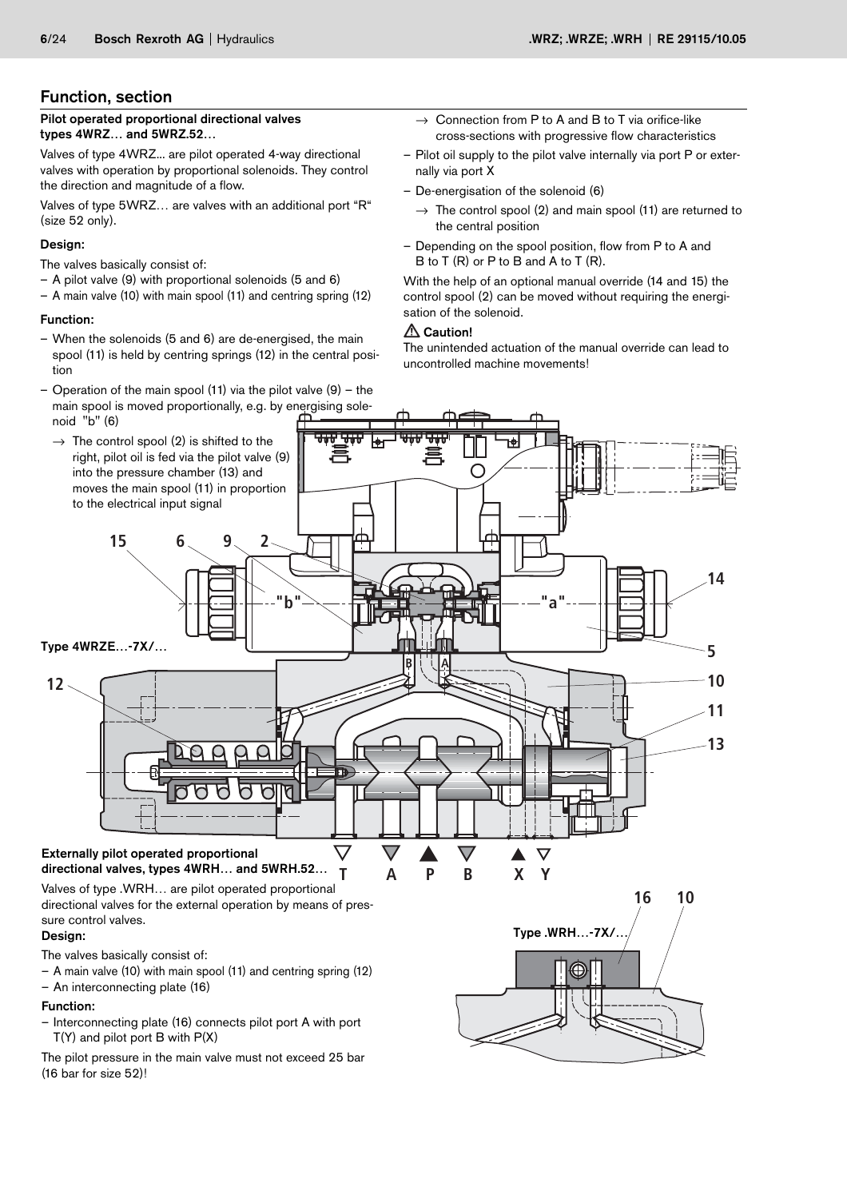## Function, section

**Pilot operated proportional directional valves types 4WRZ… and 5WRZ.52…**

Valves of type 4WRZ... are pilot operated 4-way directional valves with operation by proportional solenoids. They control the direction and magnitude of a flow.

Valves of type 5WRZ… are valves with an additional port "R" (size 52 only).

**Design:**

The valves basically consist of:

- A pilot valve (9) with proportional solenoids (5 and 6)
- A main valve (10) with main spool (11) and centring spring (12)

**Function:**

- When the solenoids (5 and 6) are de-energised, the main spool (11) is held by centring springs (12) in the central position
- Operation of the main spool (11) via the pilot valve (9) – the main spool is moved proportionally, e.g. by energising solenoid "b" (6)
  - → The control spool (2) is shifted to the right, pilot oil is fed via the pilot valve (9) into the pressure chamber (13) and moves the main spool (11) in proportion to the electrical input signal
  - → Connection from P to A and B to T via orifice-like cross-sections with progressive flow characteristics
- Pilot oil supply to the pilot valve internally via port P or externally via port X
- De-energisation of the solenoid (6)
  - → The control spool (2) and main spool (11) are returned to the central position
- Depending on the spool position, flow from P to A and B to T (R) or P to B and A to T (R).

With the help of an optional manual override (14 and 15) the control spool (2) can be moved without requiring the energisation of the solenoid.

**⚠ Caution!**

The unintended actuation of the manual override can lead to uncontrolled machine movements!

Type 4WRZE…-7X/…

**Externally pilot operated proportional directional valves, types 4WRH… and 5WRH.52…**

Valves of type .WRH… are pilot operated proportional directional valves for the external operation by means of pressure control valves.

**Design:**

The valves basically consist of:

- A main valve (10) with main spool (11) and centring spring (12)
- An interconnecting plate (16)

**Function:**

- Interconnecting plate (16) connects pilot port A with port T(Y) and pilot port B with P(X)

The pilot pressure in the main valve must not exceed 25 bar (16 bar for size 52)!

Type .WRH…-7X/…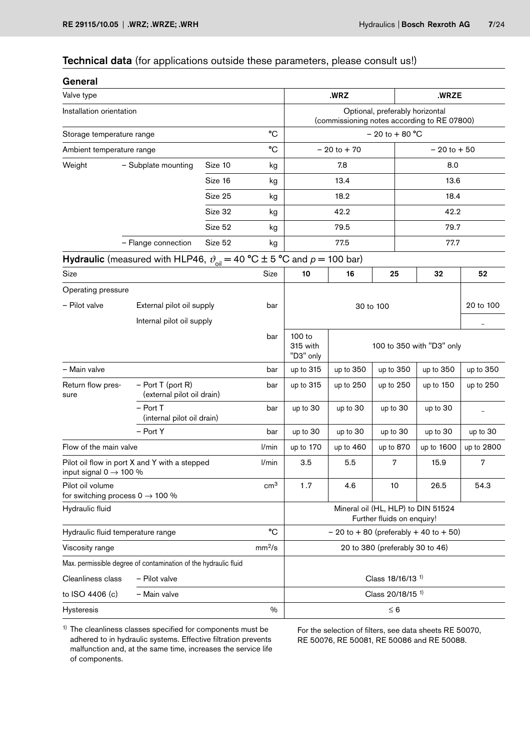## Technical data (for applications outside these parameters, please consult us!)

### General

| Valve type | | | | .WRZ | .WRZE |
|---|---|---|---|---|---|
| Installation orientation | | | | Optional, preferably horizontal (commissioning notes according to RE 07800) | |
| Storage temperature range | | | °C | – 20 to + 80 °C | |
| Ambient temperature range | | | °C | – 20 to + 70 | – 20 to + 50 |
| Weight | – Subplate mounting | Size 10 | kg | 7.8 | 8.0 |
| | | Size 16 | kg | 13.4 | 13.6 |
| | | Size 25 | kg | 18.2 | 18.4 |
| | | Size 32 | kg | 42.2 | 42.2 |
| | | Size 52 | kg | 79.5 | 79.7 |
| | – Flange connection | Size 52 | kg | 77.5 | 77.7 |

### Hydraulic (measured with HLP46, $\vartheta_{oil}$ = 40 °C ± 5 °C and $p$ = 100 bar)

| Size | | Size | 10 | 16 | 25 | 32 | 52 |
|---|---|---|---|---|---|---|---|
| Operating pressure | | | | | | | |
| – Pilot valve | External pilot oil supply | bar | 30 to 100 | | | | 20 to 100 |
| | Internal pilot oil supply | | | | | | – |
| | | bar | 100 to 315 with "D3" only | 100 to 350 with "D3" only | | | |
| – Main valve | | bar | up to 315 | up to 350 | up to 350 | up to 350 | up to 350 |
| Return flow pressure | – Port T (port R) (external pilot oil drain) | bar | up to 315 | up to 250 | up to 250 | up to 150 | up to 250 |
| | – Port T (internal pilot oil drain) | bar | up to 30 | up to 30 | up to 30 | up to 30 | – |
| | – Port Y | bar | up to 30 | up to 30 | up to 30 | up to 30 | up to 30 |
| Flow of the main valve | | l/min | up to 170 | up to 460 | up to 870 | up to 1600 | up to 2800 |
| Pilot oil flow in port X and Y with a stepped input signal 0 → 100 % | | l/min | 3.5 | 5.5 | 7 | 15.9 | 7 |
| Pilot oil volume for switching process 0 → 100 % | | cm³ | 1.7 | 4.6 | 10 | 26.5 | 54.3 |
| Hydraulic fluid | | | Mineral oil (HL, HLP) to DIN 51524 Further fluids on enquiry! | | | | |
| Hydraulic fluid temperature range | | °C | – 20 to + 80 (preferably + 40 to + 50) | | | | |
| Viscosity range | | mm²/s | 20 to 380 (preferably 30 to 46) | | | | |
| Max. permissible degree of contamination of the hydraulic fluid | | | | | | | |
| Cleanliness class to ISO 4406 (c) | – Pilot valve | | Class 18/16/13 [1] | | | | |
| | – Main valve | | Class 20/18/15 [1] | | | | |
| Hysteresis | | % | ≤ 6 | | | | |

[1] The cleanliness classes specified for components must be adhered to in hydraulic systems. Effective filtration prevents malfunction and, at the same time, increases the service life of components.

For the selection of filters, see data sheets RE 50070, RE 50076, RE 50081, RE 50086 and RE 50088.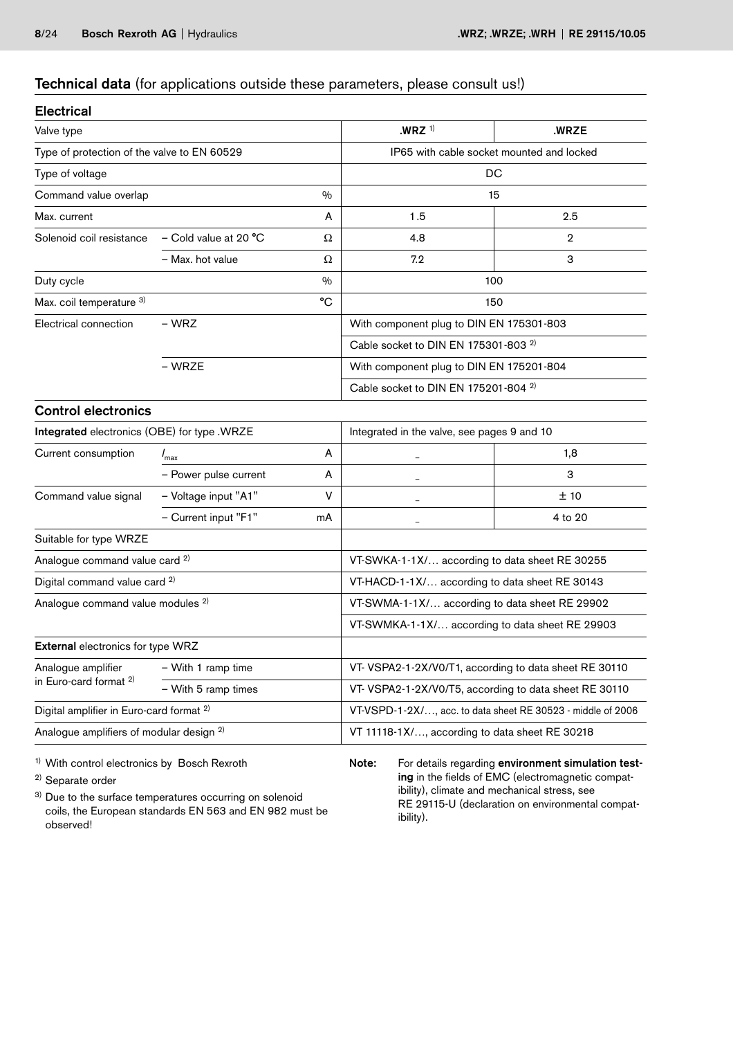## Technical data (for applications outside these parameters, please consult us!)

### Electrical

| Valve type | | | .WRZ [1] | .WRZE |
|---|---|---|---|---|
| Type of protection of the valve to EN 60529 | | | IP65 with cable socket mounted and locked | |
| Type of voltage | | | DC | |
| Command value overlap | | % | 15 | |
| Max. current | | A | 1.5 | 2.5 |
| Solenoid coil resistance | – Cold value at 20 °C | Ω | 4.8 | 2 |
| | – Max. hot value | Ω | 7.2 | 3 |
| Duty cycle | | % | 100 | |
| Max. coil temperature [3] | | °C | 150 | |
| Electrical connection | – WRZ | | With component plug to DIN EN 175301-803 | |
| | | | Cable socket to DIN EN 175301-803 [2] | |
| | – WRZE | | With component plug to DIN EN 175201-804 | |
| | | | Cable socket to DIN EN 175201-804 [2] | |

### Control electronics

| **Integrated** electronics (OBE) for type .WRZE | | | Integrated in the valve, see pages 9 and 10 | |
|---|---|---|---|---|
| Current consumption | $I_{max}$ | A | – | 1,8 |
| | – Power pulse current | A | – | 3 |
| Command value signal | – Voltage input "A1" | V | – | ± 10 |
| | – Current input "F1" | mA | – | 4 to 20 |
| Suitable for type WRZE | | | | |
| Analogue command value card [2] | | | VT-SWKA-1-1X/… according to data sheet RE 30255 | |
| Digital command value card [2] | | | VT-HACD-1-1X/… according to data sheet RE 30143 | |
| Analogue command value modules [2] | | | VT-SWMA-1-1X/… according to data sheet RE 29902 | |
| | | | VT-SWMKA-1-1X/… according to data sheet RE 29903 | |
| **External** electronics for type WRZ | | | | |
| Analogue amplifier in Euro-card format [2] | – With 1 ramp time | | VT- VSPA2-1-2X/V0/T1, according to data sheet RE 30110 | |
| | – With 5 ramp times | | VT- VSPA2-1-2X/V0/T5, according to data sheet RE 30110 | |
| Digital amplifier in Euro-card format [2] | | | VT-VSPD-1-2X/…, acc. to data sheet RE 30523 - middle of 2006 | |
| Analogue amplifiers of modular design [2] | | | VT 11118-1X/…, according to data sheet RE 30218 | |

[1] With control electronics by Bosch Rexroth

[2] Separate order

[3] Due to the surface temperatures occurring on solenoid coils, the European standards EN 563 and EN 982 must be observed!

**Note:** For details regarding **environment simulation testing** in the fields of EMC (electromagnetic compatibility), climate and mechanical stress, see RE 29115-U (declaration on environmental compatibility).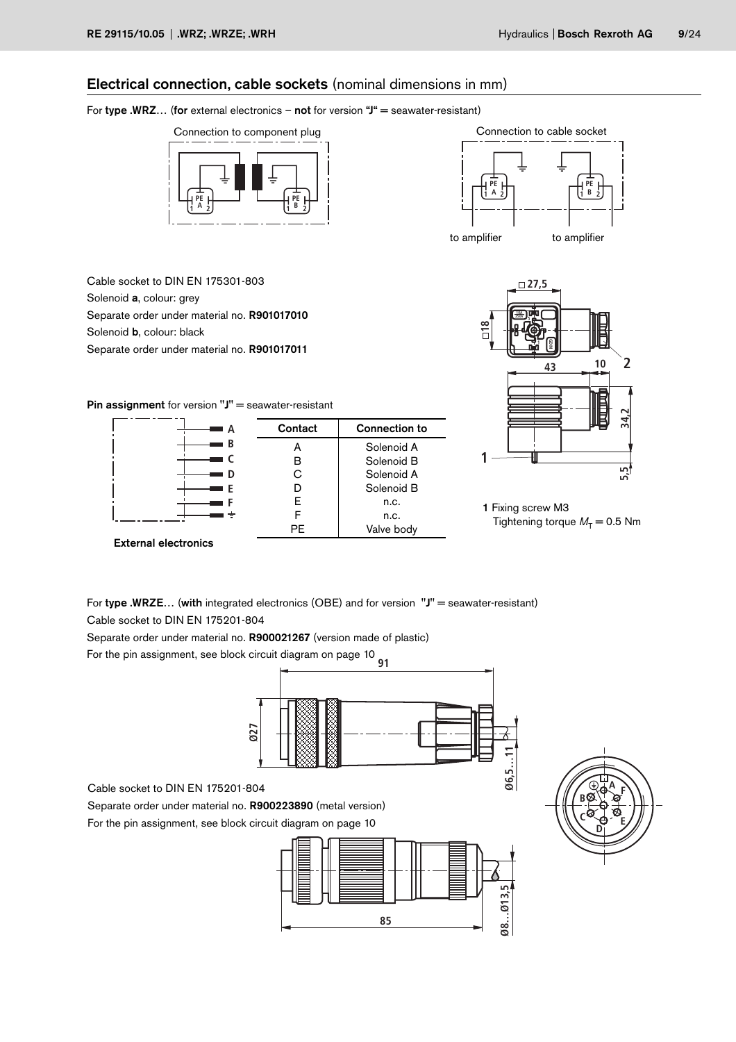## Electrical connection, cable sockets (nominal dimensions in mm)

For **type .WRZ…** (**for** external electronics – **not** for version **"J"** = seawater-resistant)

Connection to component plug

Connection to cable socket

to amplifier    to amplifier

Cable socket to DIN EN 175301-803

Solenoid **a**, colour: grey

Separate order under material no. **R901017010**

Solenoid **b**, colour: black

Separate order under material no. **R901017011**

**Pin assignment** for version "**J**" = seawater-resistant

| Contact | Connection to |
|---|---|
| A | Solenoid A |
| B | Solenoid B |
| C | Solenoid A |
| D | Solenoid B |
| E | n.c. |
| F | n.c. |
| PE | Valve body |

**External electronics**

**1** Fixing screw M3
Tightening torque $M_T$ = 0.5 Nm

For **type .WRZE…** (**with** integrated electronics (OBE) and for version "**J**" = seawater-resistant)

Cable socket to DIN EN 175201-804

Separate order under material no. **R900021267** (version made of plastic)

For the pin assignment, see block circuit diagram on page 10

Cable socket to DIN EN 175201-804

Separate order under material no. **R900223890** (metal version)

For the pin assignment, see block circuit diagram on page 10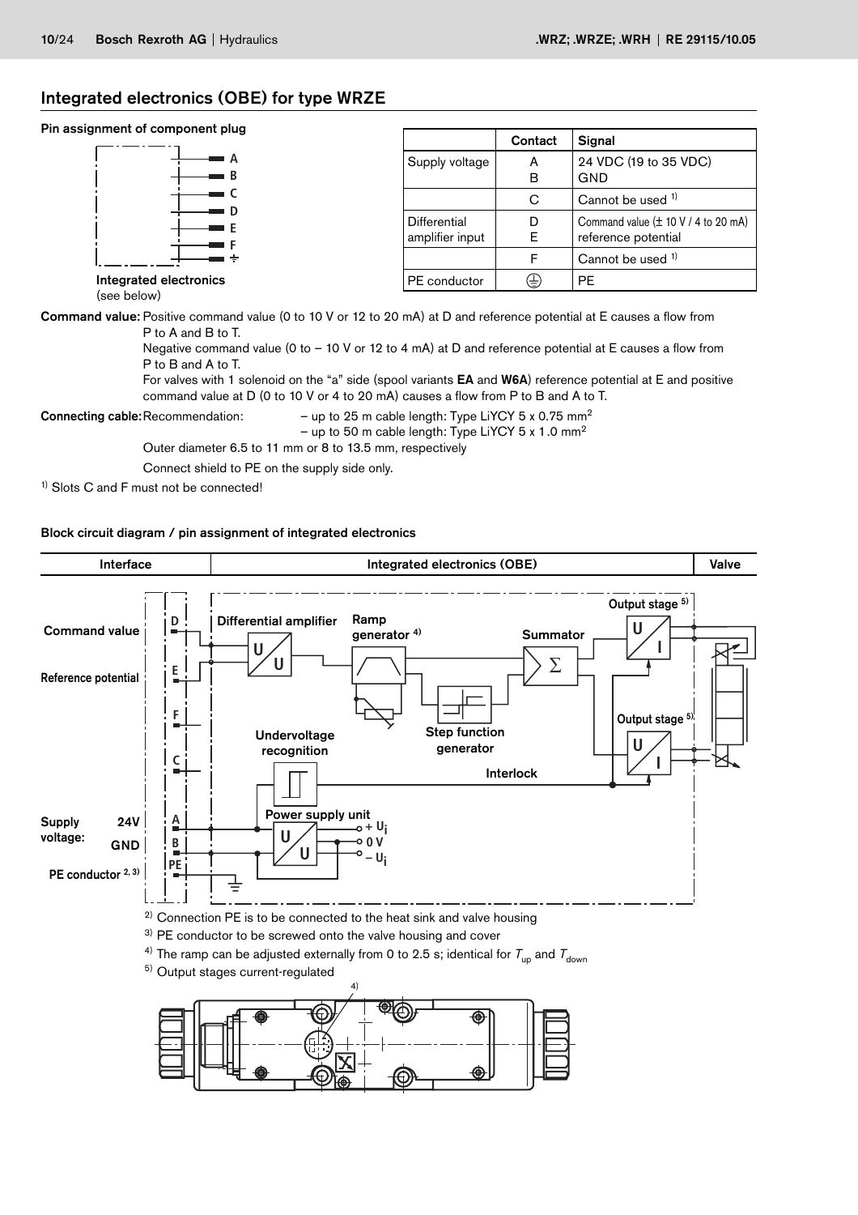## Integrated electronics (OBE) for type WRZE

**Pin assignment of component plug**

A
B
C
D
E
F
⏚

**Integrated electronics**
(see below)

| | Contact | Signal |
|---|---|---|
| Supply voltage | A<br>B | 24 VDC (19 to 35 VDC)<br>GND |
| | C | Cannot be used [1] |
| Differential amplifier input | D<br>E | Command value (± 10 V / 4 to 20 mA)<br>reference potential |
| | F | Cannot be used [1] |
| PE conductor | ⏚ | PE |

**Command value:** Positive command value (0 to 10 V or 12 to 20 mA) at D and reference potential at E causes a flow from P to A and B to T.
Negative command value (0 to – 10 V or 12 to 4 mA) at D and reference potential at E causes a flow from P to B and A to T.
For valves with 1 solenoid on the "a" side (spool variants **EA** and **W6A**) reference potential at E and positive command value at D (0 to 10 V or 4 to 20 mA) causes a flow from P to B and A to T.

**Connecting cable:** Recommendation:
– up to 25 m cable length: Type LiYCY 5 x 0.75 mm²
– up to 50 m cable length: Type LiYCY 5 x 1.0 mm²

Outer diameter 6.5 to 11 mm or 8 to 13.5 mm, respectively

Connect shield to PE on the supply side only.

[1] Slots C and F must not be connected!

**Block circuit diagram / pin assignment of integrated electronics**

| Interface | Integrated electronics (OBE) | Valve |
|---|---|---|

Command value – D
Reference potential – E
F
C
Supply voltage: 24V – A, GND – B
PE conductor [2, 3] – PE

Differential amplifier (U/U)
Ramp generator [4]
Step function generator
Summator (Σ)
Output stage [5] (U/I)
Output stage [5] (U/I)
Undervoltage recognition
Interlock
Power supply unit (U/U): + $U_i$, 0 V, – $U_i$

[2] Connection PE is to be connected to the heat sink and valve housing

[3] PE conductor to be screwed onto the valve housing and cover

[4] The ramp can be adjusted externally from 0 to 2.5 s; identical for $T_{up}$ and $T_{down}$

[5] Output stages current-regulated

4)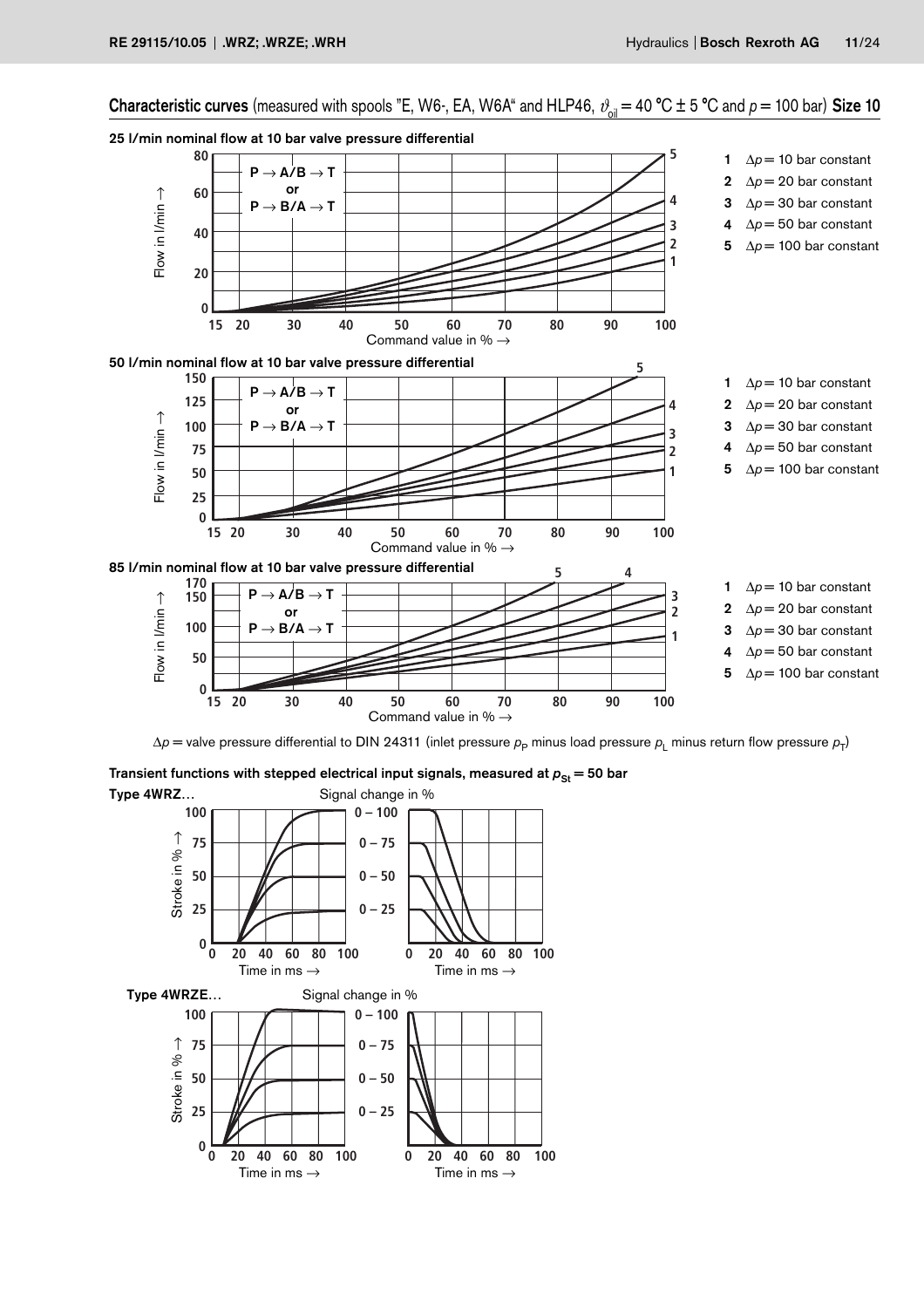## Characteristic curves (measured with spools "E, W6-, EA, W6A" and HLP46, $\vartheta_{oil}$ = 40 °C ± 5 °C and $p$ = 100 bar) Size 10

**25 l/min nominal flow at 10 bar valve pressure differential**

P → A/B → T or P → B/A → T

1. $\Delta p$ = 10 bar constant
2. $\Delta p$ = 20 bar constant
3. $\Delta p$ = 30 bar constant
4. $\Delta p$ = 50 bar constant
5. $\Delta p$ = 100 bar constant

**50 l/min nominal flow at 10 bar valve pressure differential**

P → A/B → T or P → B/A → T

1. $\Delta p$ = 10 bar constant
2. $\Delta p$ = 20 bar constant
3. $\Delta p$ = 30 bar constant
4. $\Delta p$ = 50 bar constant
5. $\Delta p$ = 100 bar constant

**85 l/min nominal flow at 10 bar valve pressure differential**

P → A/B → T or P → B/A → T

1. $\Delta p$ = 10 bar constant
2. $\Delta p$ = 20 bar constant
3. $\Delta p$ = 30 bar constant
4. $\Delta p$ = 50 bar constant
5. $\Delta p$ = 100 bar constant

$\Delta p$ = valve pressure differential to DIN 24311 (inlet pressure $p_P$ minus load pressure $p_L$ minus return flow pressure $p_T$)

### Transient functions with stepped electrical input signals, measured at $p_{St}$ = 50 bar

**Type 4WRZ...**

Signal change in %: 0 – 100, 0 – 75, 0 – 50, 0 – 25

**Type 4WRZE...**

Signal change in %: 0 – 100, 0 – 75, 0 – 50, 0 – 25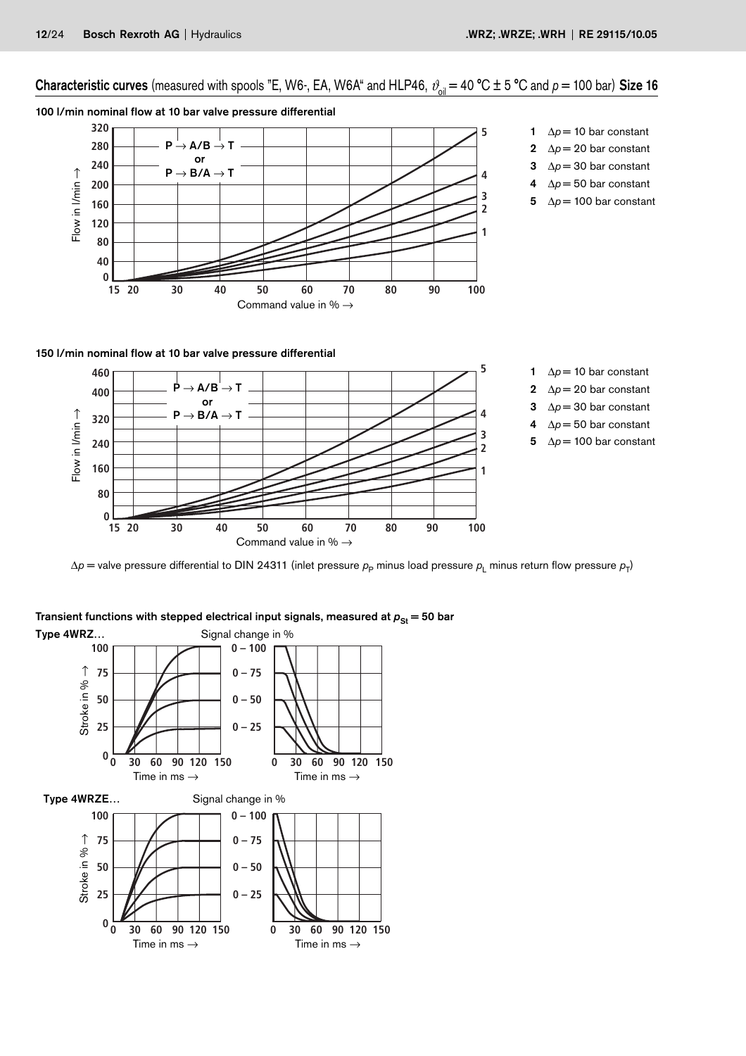## Characteristic curves (measured with spools "E, W6-, EA, W6A" and HLP46, $\vartheta_{oil}$ = 40 °C ± 5 °C and $p$ = 100 bar) **Size 16**

**100 l/min nominal flow at 10 bar valve pressure differential**

P → A/B → T
or
P → B/A → T

Flow in l/min →

Command value in % →

1 $\Delta p$ = 10 bar constant
2 $\Delta p$ = 20 bar constant
3 $\Delta p$ = 30 bar constant
4 $\Delta p$ = 50 bar constant
5 $\Delta p$ = 100 bar constant

**150 l/min nominal flow at 10 bar valve pressure differential**

P → A/B → T
or
P → B/A → T

Flow in l/min →

Command value in % →

1 $\Delta p$ = 10 bar constant
2 $\Delta p$ = 20 bar constant
3 $\Delta p$ = 30 bar constant
4 $\Delta p$ = 50 bar constant
5 $\Delta p$ = 100 bar constant

$\Delta p$ = valve pressure differential to DIN 24311 (inlet pressure $p_P$ minus load pressure $p_L$ minus return flow pressure $p_T$)

**Transient functions with stepped electrical input signals, measured at $p_{St}$ = 50 bar**

**Type 4WRZ…**

Signal change in %: 0 – 100, 0 – 75, 0 – 50, 0 – 25

Stroke in % →

Time in ms →

**Type 4WRZE…**

Signal change in %: 0 – 100, 0 – 75, 0 – 50, 0 – 25

Stroke in % →

Time in ms →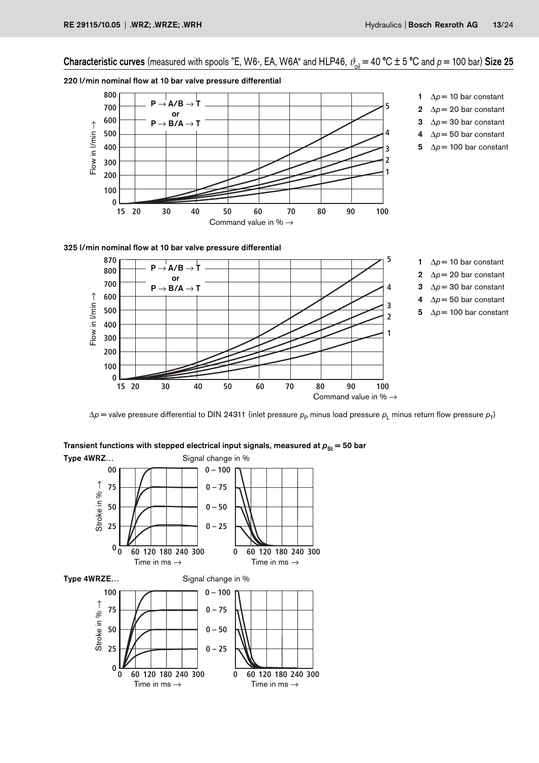## Characteristic curves (measured with spools "E, W6-, EA, W6A" and HLP46, $\vartheta_{oil}$ = 40 °C ± 5 °C and $p$ = 100 bar) Size 25

**220 l/min nominal flow at 10 bar valve pressure differential**

P → A/B → T
or
P → B/A → T

Flow in l/min →

Command value in % →

1 $\Delta p$ = 10 bar constant
2 $\Delta p$ = 20 bar constant
3 $\Delta p$ = 30 bar constant
4 $\Delta p$ = 50 bar constant
5 $\Delta p$ = 100 bar constant

**325 l/min nominal flow at 10 bar valve pressure differential**

P → A/B → T
or
P → B/A → T

Flow in l/min →

Command value in % →

1 $\Delta p$ = 10 bar constant
2 $\Delta p$ = 20 bar constant
3 $\Delta p$ = 30 bar constant
4 $\Delta p$ = 50 bar constant
5 $\Delta p$ = 100 bar constant

$\Delta p$ = valve pressure differential to DIN 24311 (inlet pressure $p_P$ minus load pressure $p_L$ minus return flow pressure $p_T$)

**Transient functions with stepped electrical input signals, measured at $p_{St}$ = 50 bar**

**Type 4WRZ...**

Signal change in %: 0 – 100, 0 – 75, 0 – 50, 0 – 25

Stroke in % →

Time in ms →

**Type 4WRZE...**

Signal change in %: 0 – 100, 0 – 75, 0 – 50, 0 – 25

Stroke in % →

Time in ms →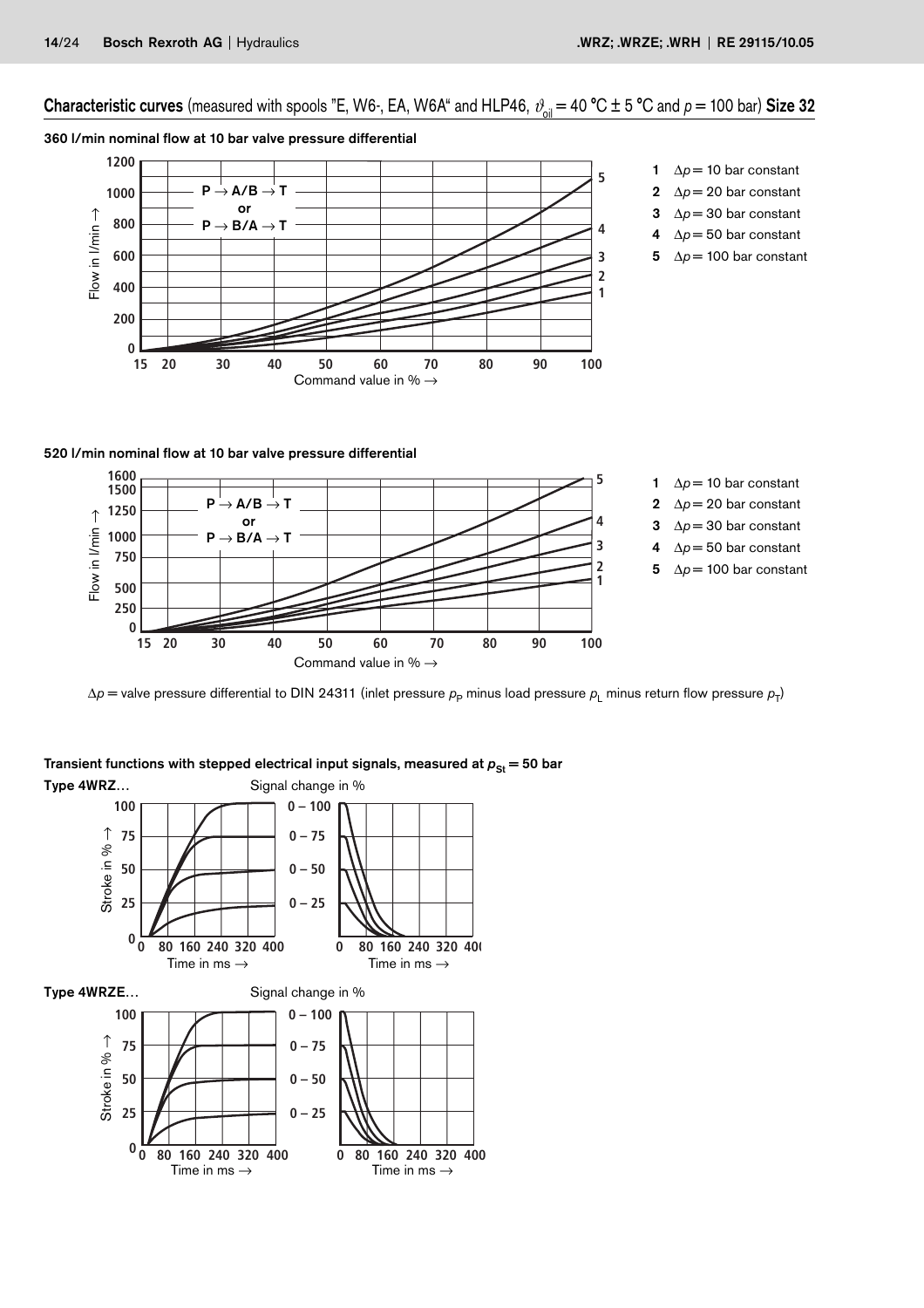## Characteristic curves (measured with spools "E, W6-, EA, W6A" and HLP46, $\vartheta_{oil}$ = 40 °C ± 5 °C and $p$ = 100 bar) Size 32

**360 l/min nominal flow at 10 bar valve pressure differential**

P → A/B → T
or
P → B/A → T

Flow in l/min →

Command value in % →

1 $\Delta p$ = 10 bar constant
2 $\Delta p$ = 20 bar constant
3 $\Delta p$ = 30 bar constant
4 $\Delta p$ = 50 bar constant
5 $\Delta p$ = 100 bar constant

**520 l/min nominal flow at 10 bar valve pressure differential**

P → A/B → T
or
P → B/A → T

Flow in l/min →

Command value in % →

1 $\Delta p$ = 10 bar constant
2 $\Delta p$ = 20 bar constant
3 $\Delta p$ = 30 bar constant
4 $\Delta p$ = 50 bar constant
5 $\Delta p$ = 100 bar constant

$\Delta p$ = valve pressure differential to DIN 24311 (inlet pressure $p_P$ minus load pressure $p_L$ minus return flow pressure $p_T$)

**Transient functions with stepped electrical input signals, measured at $p_{St}$ = 50 bar**

**Type 4WRZ...**

Signal change in %

0 – 100
0 – 75
0 – 50
0 – 25

Stroke in % →

Time in ms →

**Type 4WRZE...**

Signal change in %

0 – 100
0 – 75
0 – 50
0 – 25

Stroke in % →

Time in ms →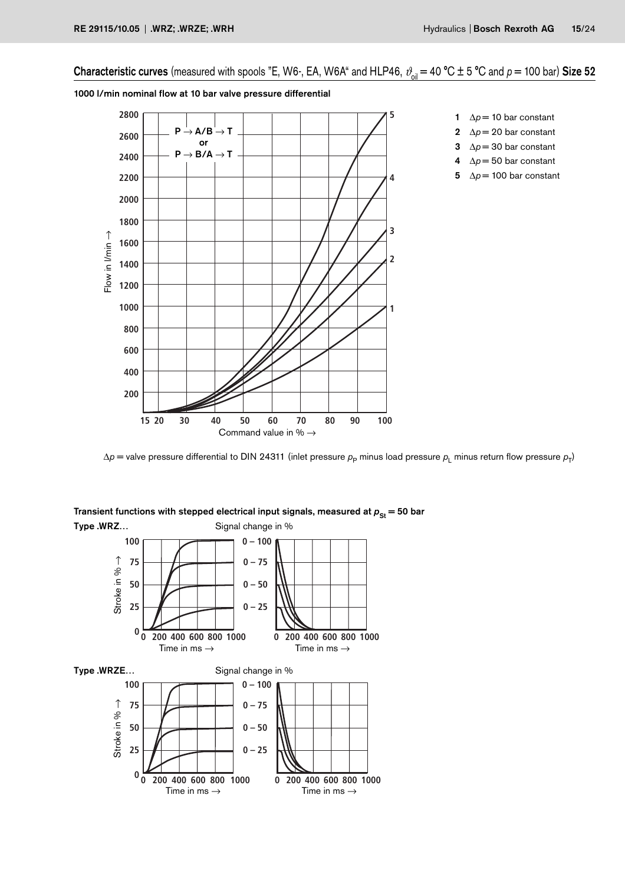## Characteristic curves (measured with spools "E, W6-, EA, W6A" and HLP46, $\vartheta_{oil}$ = 40 °C ± 5 °C and $p$ = 100 bar) Size 52

**1000 l/min nominal flow at 10 bar valve pressure differential**

P → A/B → T
or
P → B/A → T

Flow in l/min →

Command value in % →

1 $\Delta p$ = 10 bar constant
2 $\Delta p$ = 20 bar constant
3 $\Delta p$ = 30 bar constant
4 $\Delta p$ = 50 bar constant
5 $\Delta p$ = 100 bar constant

$\Delta p$ = valve pressure differential to DIN 24311 (inlet pressure $p_P$ minus load pressure $p_L$ minus return flow pressure $p_T$)

**Transient functions with stepped electrical input signals, measured at $p_{St}$ = 50 bar**

**Type .WRZ...**

Signal change in %

0 – 100
0 – 75
0 – 50
0 – 25

Stroke in % →

Time in ms →

**Type .WRZE...**

Signal change in %

0 – 100
0 – 75
0 – 50
0 – 25

Stroke in % →

Time in ms →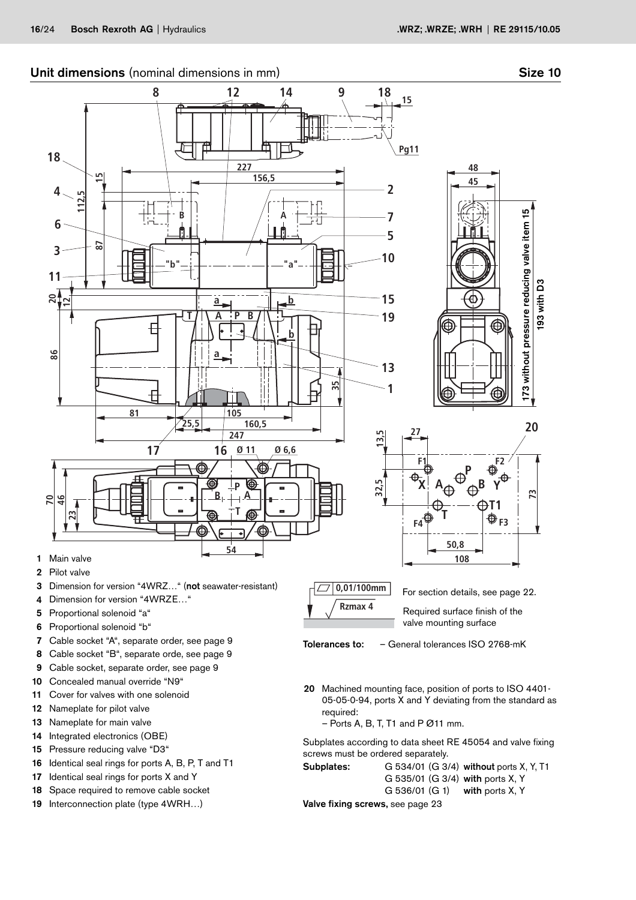## Unit dimensions (nominal dimensions in mm) Size 10

1 Main valve
2 Pilot valve
3 Dimension for version "4WRZ…" (**not** seawater-resistant)
4 Dimension for version "4WRZE…"
5 Proportional solenoid "a"
6 Proportional solenoid "b"
7 Cable socket "A", separate order, see page 9
8 Cable socket "B", separate orde, see page 9
9 Cable socket, separate order, see page 9
10 Concealed manual override "N9"
11 Cover for valves with one solenoid
12 Nameplate for pilot valve
13 Nameplate for main valve
14 Integrated electronics (OBE)
15 Pressure reducing valve "D3"
16 Identical seal rings for ports A, B, P, T and T1
17 Identical seal rings for ports X and Y
18 Space required to remove cable socket
19 Interconnection plate (type 4WRH…)

0,01/100mm — Rzmax 4

For section details, see page 22.

Required surface finish of the valve mounting surface

**Tolerances to:** – General tolerances ISO 2768-mK

**20** Machined mounting face, position of ports to ISO 4401-05-05-0-94, ports X and Y deviating from the standard as required:
– Ports A, B, T, T1 and P Ø11 mm.

Subplates according to data sheet RE 45054 and valve fixing screws must be ordered separately.

| **Subplates:** | G 534/01 (G 3/4) | **without** ports X, Y, T1 |
|---|---|---|
| | G 535/01 (G 3/4) | **with** ports X, Y |
| | G 536/01 (G 1) | **with** ports X, Y |

**Valve fixing screws,** see page 23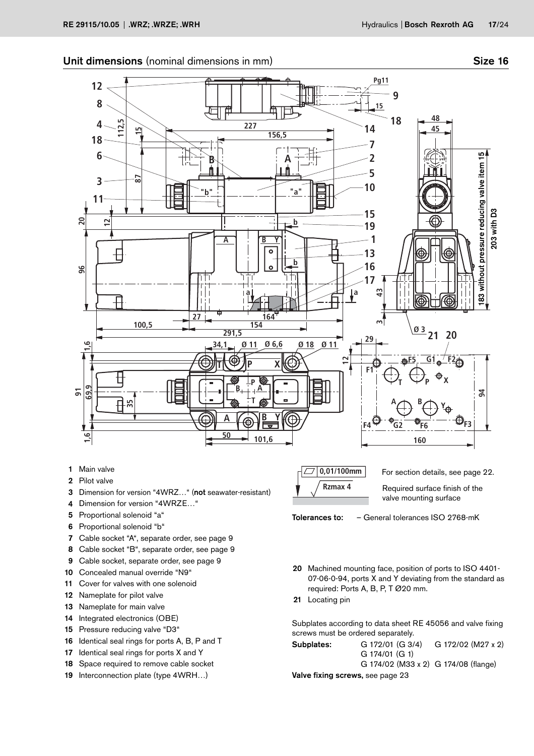## Unit dimensions (nominal dimensions in mm) Size 16

1 Main valve
2 Pilot valve
3 Dimension for version "4WRZ…" (**not** seawater-resistant)
4 Dimension for version "4WRZE…"
5 Proportional solenoid "a"
6 Proportional solenoid "b"
7 Cable socket "A", separate order, see page 9
8 Cable socket "B", separate order, see page 9
9 Cable socket, separate order, see page 9
10 Concealed manual override "N9"
11 Cover for valves with one solenoid
12 Nameplate for pilot valve
13 Nameplate for main valve
14 Integrated electronics (OBE)
15 Pressure reducing valve "D3"
16 Identical seal rings for ports A, B, P and T
17 Identical seal rings for ports X and Y
18 Space required to remove cable socket
19 Interconnection plate (type 4WRH…)

0,01/100mm

Rzmax 4

For section details, see page 22.

Required surface finish of the valve mounting surface

**Tolerances to:** – General tolerances ISO 2768-mK

20 Machined mounting face, position of ports to ISO 4401-07-06-0-94, ports X and Y deviating from the standard as required: Ports A, B, P, T Ø20 mm.
21 Locating pin

Subplates according to data sheet RE 45056 and valve fixing screws must be ordered separately.

| **Subplates:** | G 172/01 (G 3/4) | G 172/02 (M27 x 2) |
|---|---|---|
| | G 174/01 (G 1) | |
| | G 174/02 (M33 x 2) | G 174/08 (flange) |

**Valve fixing screws,** see page 23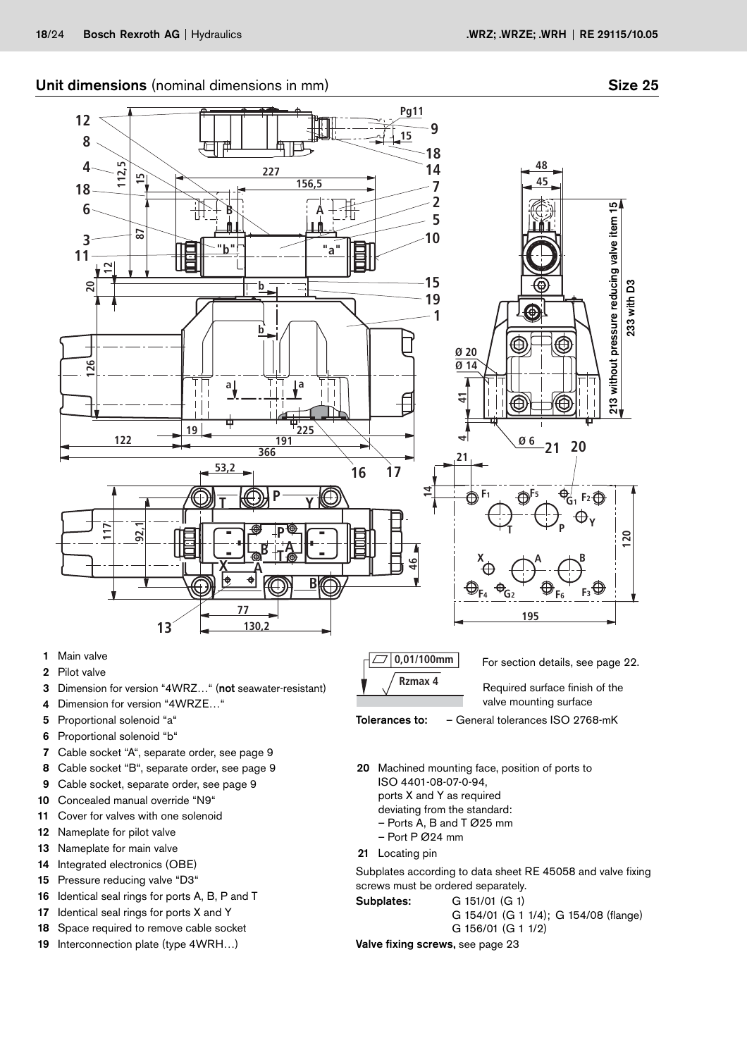## Unit dimensions (nominal dimensions in mm) Size 25

1 Main valve
2 Pilot valve
3 Dimension for version "4WRZ…" (**not** seawater-resistant)
4 Dimension for version "4WRZE…"
5 Proportional solenoid "a"
6 Proportional solenoid "b"
7 Cable socket "A", separate order, see page 9
8 Cable socket "B", separate order, see page 9
9 Cable socket, separate order, see page 9
10 Concealed manual override "N9"
11 Cover for valves with one solenoid
12 Nameplate for pilot valve
13 Nameplate for main valve
14 Integrated electronics (OBE)
15 Pressure reducing valve "D3"
16 Identical seal rings for ports A, B, P and T
17 Identical seal rings for ports X and Y
18 Space required to remove cable socket
19 Interconnection plate (type 4WRH…)

0,01/100mm

Rzmax 4

For section details, see page 22.

Required surface finish of the valve mounting surface

**Tolerances to:** – General tolerances ISO 2768-mK

20 Machined mounting face, position of ports to ISO 4401-08-07-0-94, ports X and Y as required deviating from the standard:
– Ports A, B and T Ø25 mm
– Port P Ø24 mm

21 Locating pin

Subplates according to data sheet RE 45058 and valve fixing screws must be ordered separately.

**Subplates:** G 151/01 (G 1)
G 154/01 (G 1 1/4); G 154/08 (flange)
G 156/01 (G 1 1/2)

**Valve fixing screws,** see page 23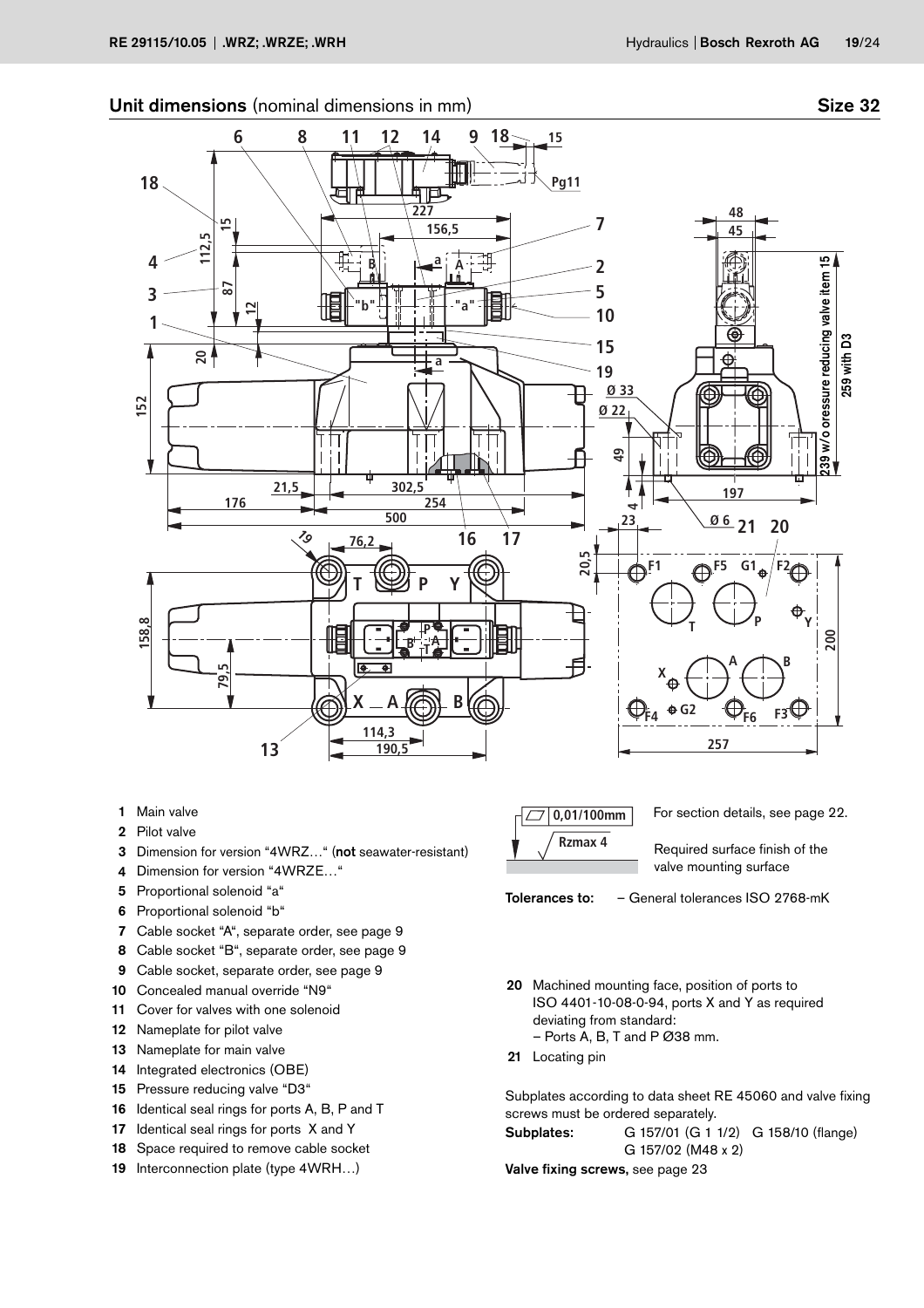## Unit dimensions (nominal dimensions in mm) — Size 32

1 Main valve
2 Pilot valve
3 Dimension for version "4WRZ…" (**not** seawater-resistant)
4 Dimension for version "4WRZE…"
5 Proportional solenoid "a"
6 Proportional solenoid "b"
7 Cable socket "A", separate order, see page 9
8 Cable socket "B", separate order, see page 9
9 Cable socket, separate order, see page 9
10 Concealed manual override "N9"
11 Cover for valves with one solenoid
12 Nameplate for pilot valve
13 Nameplate for main valve
14 Integrated electronics (OBE)
15 Pressure reducing valve "D3"
16 Identical seal rings for ports A, B, P and T
17 Identical seal rings for ports X and Y
18 Space required to remove cable socket
19 Interconnection plate (type 4WRH…)

0,01/100mm — For section details, see page 22.

Rzmax 4 — Required surface finish of the valve mounting surface

**Tolerances to:** – General tolerances ISO 2768-mK

20 Machined mounting face, position of ports to ISO 4401-10-08-0-94, ports X and Y as required deviating from standard:
– Ports A, B, T and P Ø38 mm.

21 Locating pin

Subplates according to data sheet RE 45060 and valve fixing screws must be ordered separately.

**Subplates:** G 157/01 (G 1 1/2) G 158/10 (flange)
G 157/02 (M48 x 2)

**Valve fixing screws,** see page 23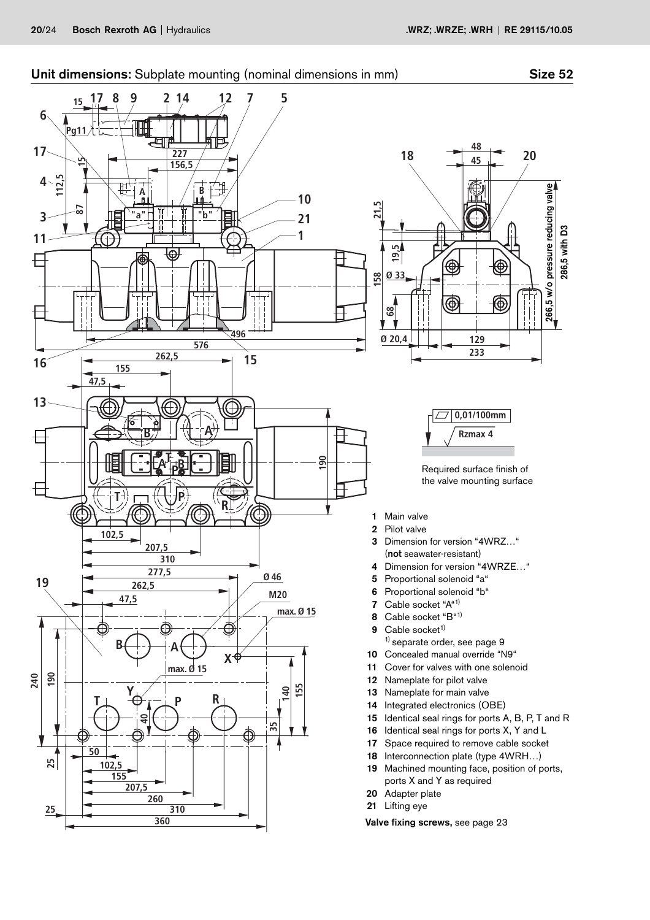## Unit dimensions: Subplate mounting (nominal dimensions in mm) — Size 52

Required surface finish of the valve mounting surface

0,01/100mm

Rzmax 4

1 Main valve
2 Pilot valve
3 Dimension for version "4WRZ…" (**not** seawater-resistant)
4 Dimension for version "4WRZE…"
5 Proportional solenoid "a"
6 Proportional solenoid "b"
7 Cable socket "A"[1)]
8 Cable socket "B"[1)]
9 Cable socket[1)]
[1)] separate order, see page 9
10 Concealed manual override "N9"
11 Cover for valves with one solenoid
12 Nameplate for pilot valve
13 Nameplate for main valve
14 Integrated electronics (OBE)
15 Identical seal rings for ports A, B, P, T and R
16 Identical seal rings for ports X, Y and L
17 Space required to remove cable socket
18 Interconnection plate (type 4WRH…)
19 Machined mounting face, position of ports, ports X and Y as required
20 Adapter plate
21 Lifting eye

**Valve fixing screws,** see page 23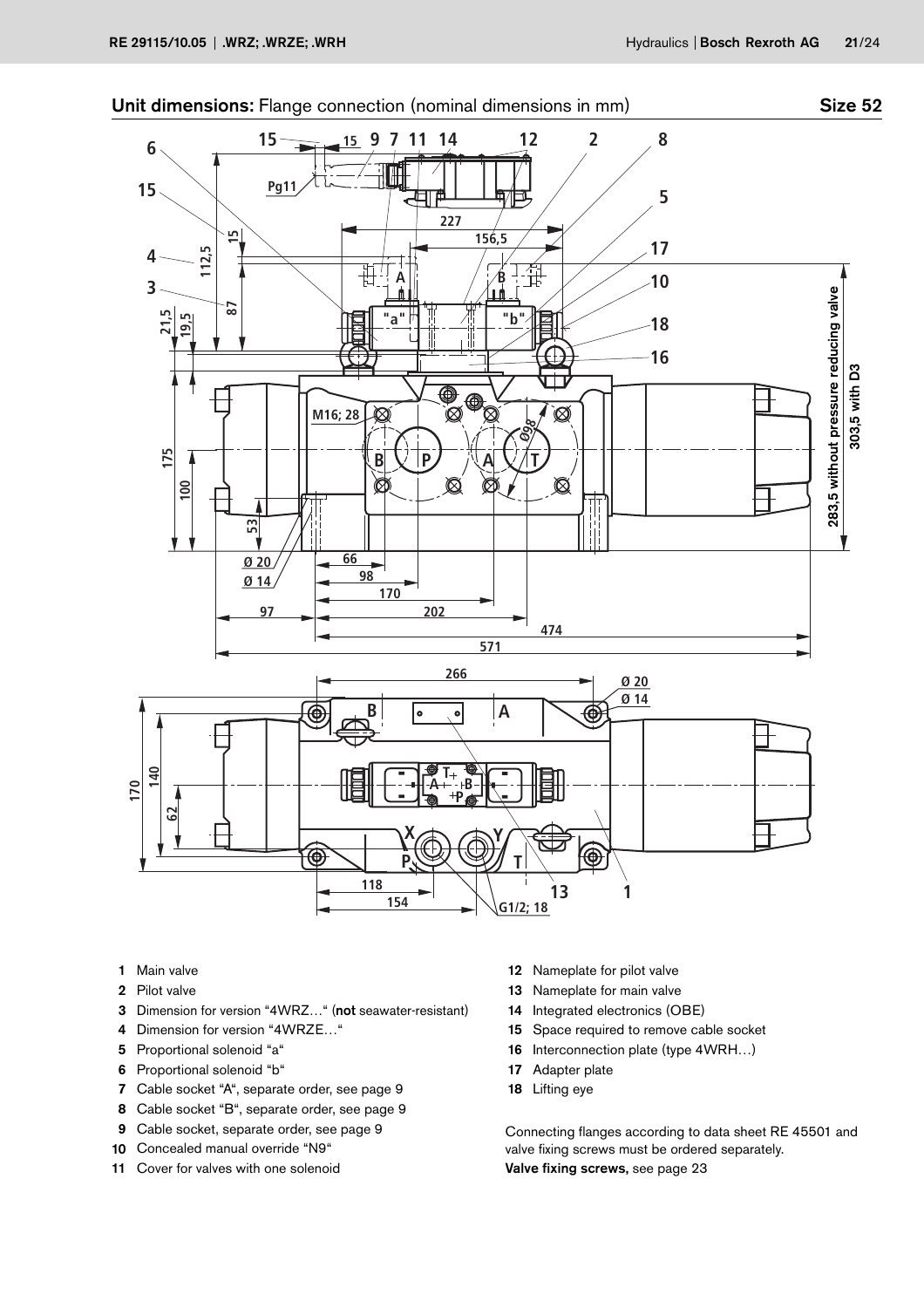## Unit dimensions: Flange connection (nominal dimensions in mm) — Size 52

1 Main valve
2 Pilot valve
3 Dimension for version "4WRZ…" (**not** seawater-resistant)
4 Dimension for version "4WRZE…"
5 Proportional solenoid "a"
6 Proportional solenoid "b"
7 Cable socket "A", separate order, see page 9
8 Cable socket "B", separate order, see page 9
9 Cable socket, separate order, see page 9
10 Concealed manual override "N9"
11 Cover for valves with one solenoid
12 Nameplate for pilot valve
13 Nameplate for main valve
14 Integrated electronics (OBE)
15 Space required to remove cable socket
16 Interconnection plate (type 4WRH…)
17 Adapter plate
18 Lifting eye

Connecting flanges according to data sheet RE 45501 and valve fixing screws must be ordered separately.

**Valve fixing screws,** see page 23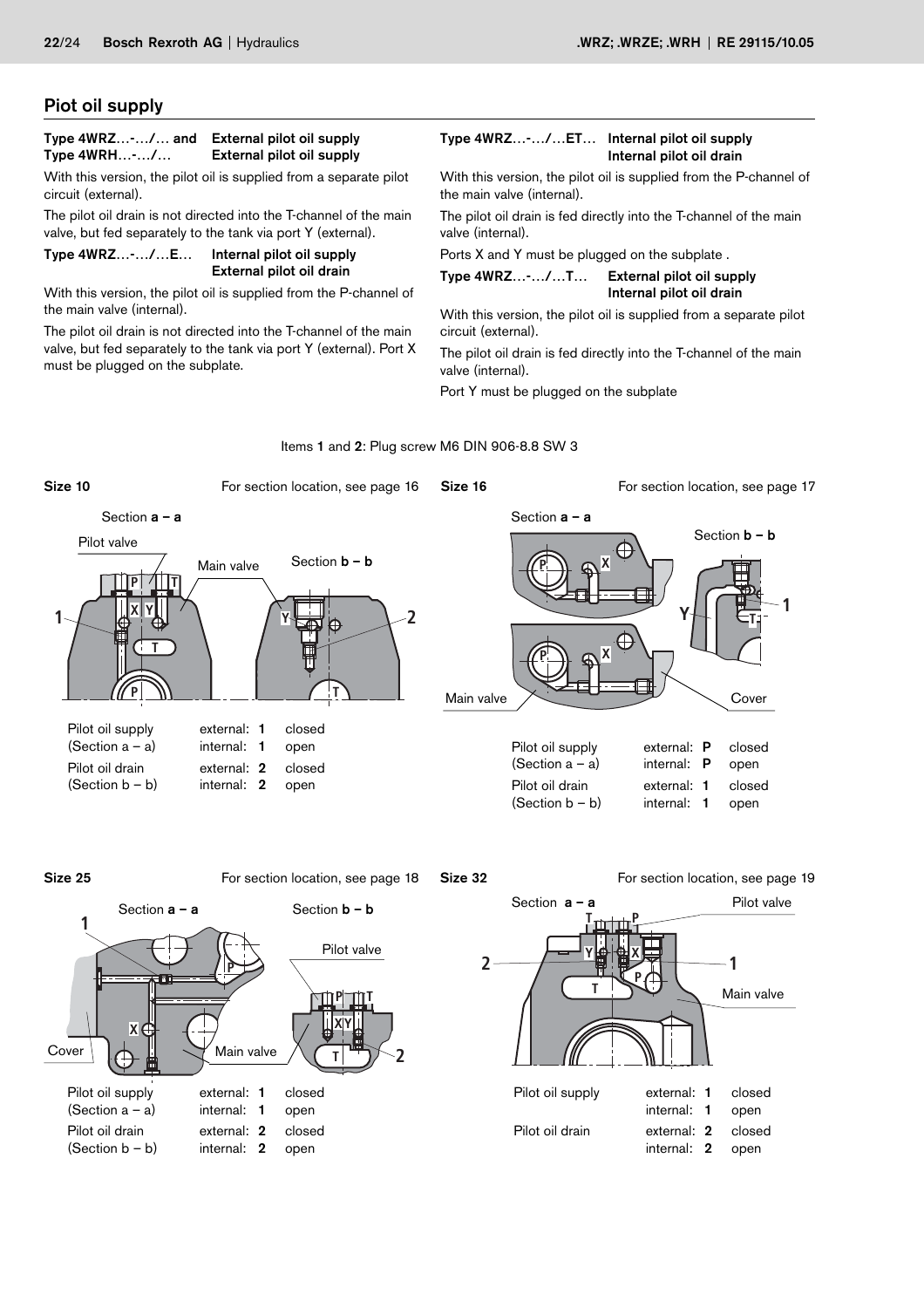## Piot oil supply

**Type 4WRZ…-…/… and Type 4WRH…-…/… — External pilot oil supply / External pilot oil supply**

With this version, the pilot oil is supplied from a separate pilot circuit (external).

The pilot oil drain is not directed into the T-channel of the main valve, but fed separately to the tank via port Y (external).

**Type 4WRZ…-…/…E… — Internal pilot oil supply / External pilot oil drain**

With this version, the pilot oil is supplied from the P-channel of the main valve (internal).

The pilot oil drain is not directed into the T-channel of the main valve, but fed separately to the tank via port Y (external). Port X must be plugged on the subplate.

**Type 4WRZ…-…/…ET… — Internal pilot oil supply / Internal pilot oil drain**

With this version, the pilot oil is supplied from the P-channel of the main valve (internal).

The pilot oil drain is fed directly into the T-channel of the main valve (internal).

Ports X and Y must be plugged on the subplate .

**Type 4WRZ…-…/…T… — External pilot oil supply / Internal pilot oil drain**

With this version, the pilot oil is supplied from a separate pilot circuit (external).

The pilot oil drain is fed directly into the T-channel of the main valve (internal).

Port Y must be plugged on the subplate

Items **1** and **2**: Plug screw M6 DIN 906-8.8 SW 3

**Size 10** — For section location, see page 16

| | | |
|---|---|---|
| Pilot oil supply (Section a – a) | external: **1** | closed |
| | internal: **1** | open |
| Pilot oil drain (Section b – b) | external: **2** | closed |
| | internal: **2** | open |

**Size 16** — For section location, see page 17

| | | |
|---|---|---|
| Pilot oil supply (Section a – a) | external: **P** | closed |
| | internal: **P** | open |
| Pilot oil drain (Section b – b) | external: **1** | closed |
| | internal: **1** | open |

**Size 25** — For section location, see page 18

| | | |
|---|---|---|
| Pilot oil supply (Section a – a) | external: **1** | closed |
| | internal: **1** | open |
| Pilot oil drain (Section b – b) | external: **2** | closed |
| | internal: **2** | open |

**Size 32** — For section location, see page 19

| | | |
|---|---|---|
| Pilot oil supply | external: **1** | closed |
| | internal: **1** | open |
| Pilot oil drain | external: **2** | closed |
| | internal: **2** | open |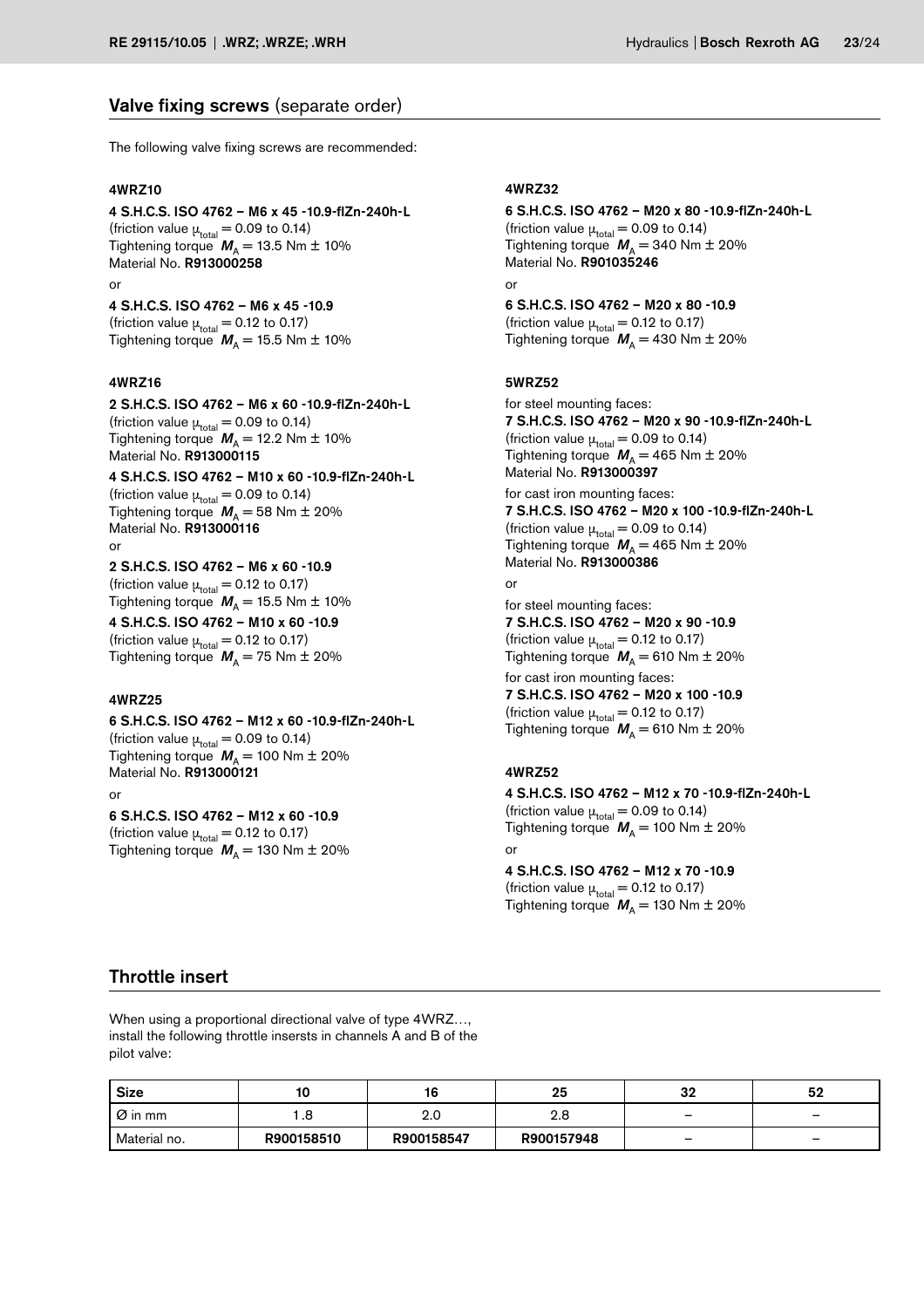## Valve fixing screws (separate order)

The following valve fixing screws are recommended:

**4WRZ10**

**4 S.H.C.S. ISO 4762 – M6 x 45 -10.9-flZn-240h-L**
(friction value $\mu_{total}$ = 0.09 to 0.14)
Tightening torque $M_A$ = 13.5 Nm ± 10%
Material No. **R913000258**

or

**4 S.H.C.S. ISO 4762 – M6 x 45 -10.9**
(friction value $\mu_{total}$ = 0.12 to 0.17)
Tightening torque $M_A$ = 15.5 Nm ± 10%

**4WRZ16**

**2 S.H.C.S. ISO 4762 – M6 x 60 -10.9-flZn-240h-L**
(friction value $\mu_{total}$ = 0.09 to 0.14)
Tightening torque $M_A$ = 12.2 Nm ± 10%
Material No. **R913000115**

**4 S.H.C.S. ISO 4762 – M10 x 60 -10.9-flZn-240h-L**
(friction value $\mu_{total}$ = 0.09 to 0.14)
Tightening torque $M_A$ = 58 Nm ± 20%
Material No. **R913000116**

or

**2 S.H.C.S. ISO 4762 – M6 x 60 -10.9**
(friction value $\mu_{total}$ = 0.12 to 0.17)
Tightening torque $M_A$ = 15.5 Nm ± 10%

**4 S.H.C.S. ISO 4762 – M10 x 60 -10.9**
(friction value $\mu_{total}$ = 0.12 to 0.17)
Tightening torque $M_A$ = 75 Nm ± 20%

**4WRZ25**

**6 S.H.C.S. ISO 4762 – M12 x 60 -10.9-flZn-240h-L**
(friction value $\mu_{total}$ = 0.09 to 0.14)
Tightening torque $M_A$ = 100 Nm ± 20%
Material No. **R913000121**

or

**6 S.H.C.S. ISO 4762 – M12 x 60 -10.9**
(friction value $\mu_{total}$ = 0.12 to 0.17)
Tightening torque $M_A$ = 130 Nm ± 20%

**4WRZ32**

**6 S.H.C.S. ISO 4762 – M20 x 80 -10.9-flZn-240h-L**
(friction value $\mu_{total}$ = 0.09 to 0.14)
Tightening torque $M_A$ = 340 Nm ± 20%
Material No. **R901035246**

or

**6 S.H.C.S. ISO 4762 – M20 x 80 -10.9**
(friction value $\mu_{total}$ = 0.12 to 0.17)
Tightening torque $M_A$ = 430 Nm ± 20%

**5WRZ52**

for steel mounting faces:
**7 S.H.C.S. ISO 4762 – M20 x 90 -10.9-flZn-240h-L**
(friction value $\mu_{total}$ = 0.09 to 0.14)
Tightening torque $M_A$ = 465 Nm ± 20%
Material No. **R913000397**

for cast iron mounting faces:
**7 S.H.C.S. ISO 4762 – M20 x 100 -10.9-flZn-240h-L**
(friction value $\mu_{total}$ = 0.09 to 0.14)
Tightening torque $M_A$ = 465 Nm ± 20%
Material No. **R913000386**

or

for steel mounting faces:
**7 S.H.C.S. ISO 4762 – M20 x 90 -10.9**
(friction value $\mu_{total}$ = 0.12 to 0.17)
Tightening torque $M_A$ = 610 Nm ± 20%

for cast iron mounting faces:
**7 S.H.C.S. ISO 4762 – M20 x 100 -10.9**
(friction value $\mu_{total}$ = 0.12 to 0.17)
Tightening torque $M_A$ = 610 Nm ± 20%

**4WRZ52**

**4 S.H.C.S. ISO 4762 – M12 x 70 -10.9-flZn-240h-L**
(friction value $\mu_{total}$ = 0.09 to 0.14)
Tightening torque $M_A$ = 100 Nm ± 20%

or

**4 S.H.C.S. ISO 4762 – M12 x 70 -10.9**
(friction value $\mu_{total}$ = 0.12 to 0.17)
Tightening torque $M_A$ = 130 Nm ± 20%

## Throttle insert

When using a proportional directional valve of type 4WRZ…, install the following throttle insersts in channels A and B of the pilot valve:

| Size | 10 | 16 | 25 | 32 | 52 |
|---|---|---|---|---|---|
| Ø in mm | 1.8 | 2.0 | 2.8 | – | – |
| Material no. | **R900158510** | **R900158547** | **R900157948** | – | – |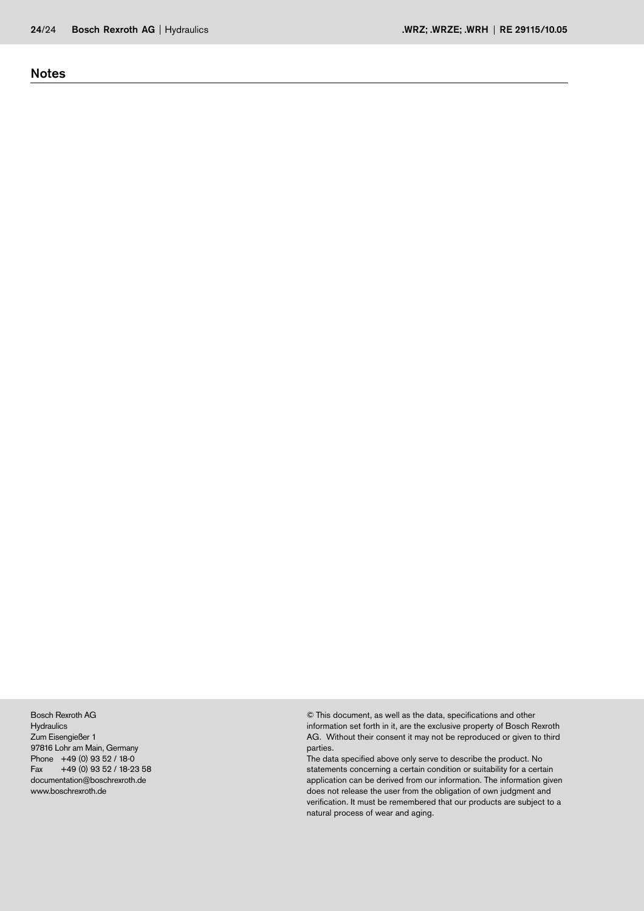## Notes

Bosch Rexroth AG
Hydraulics
Zum Eisengießer 1
97816 Lohr am Main, Germany
Phone +49 (0) 93 52 / 18-0
Fax +49 (0) 93 52 / 18-23 58
documentation@boschrexroth.de
www.boschrexroth.de

© This document, as well as the data, specifications and other information set forth in it, are the exclusive property of Bosch Rexroth AG. Without their consent it may not be reproduced or given to third parties.
The data specified above only serve to describe the product. No statements concerning a certain condition or suitability for a certain application can be derived from our information. The information given does not release the user from the obligation of own judgment and verification. It must be remembered that our products are subject to a natural process of wear and aging.